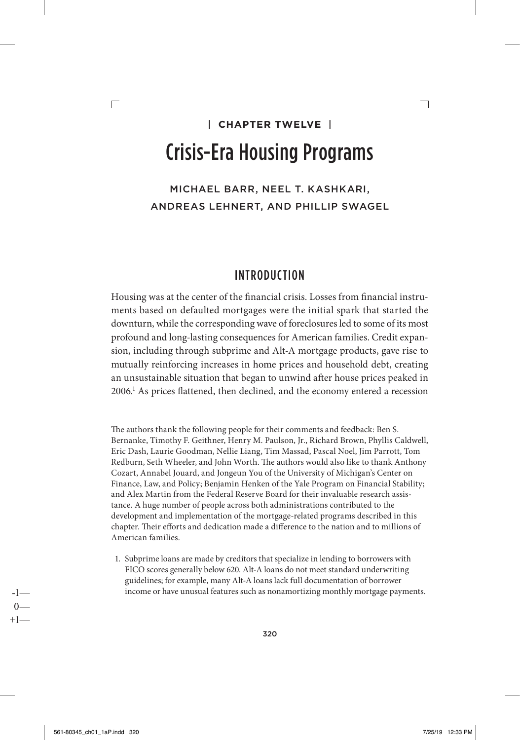| CHAPTER TWELVE |

# Crisis-Era Housing Programs

MICHAEL BARR, NEEL T. KASHKARI, ANDREAS LEHNERT, AND PHILLIP SWAGEL

## INTRODUCTION

Housing was at the center of the financial crisis. Losses from financial instruments based on defaulted mortgages were the initial spark that started the downturn, while the corresponding wave of foreclosures led to some of its most profound and long-lasting consequences for American families. Credit expansion, including through subprime and Alt-A mortgage products, gave rise to mutually reinforcing increases in home prices and household debt, creating an unsustainable situation that began to unwind after house prices peaked in 2006.[1] As prices flattened, then declined, and the economy entered a recession

The authors thank the following people for their comments and feedback: Ben S. Bernanke, Timothy F. Geithner, Henry M. Paulson, Jr., Richard Brown, Phyllis Caldwell, Eric Dash, Laurie Goodman, Nellie Liang, Tim Massad, Pascal Noel, Jim Parrott, Tom Redburn, Seth Wheeler, and John Worth. The authors would also like to thank Anthony Cozart, Annabel Jouard, and Jongeun You of the University of Michigan's Center on Finance, Law, and Policy; Benjamin Henken of the Yale Program on Financial Stability; and Alex Martin from the Federal Reserve Board for their invaluable research assistance. A huge number of people across both administrations contributed to the development and implementation of the mortgage-related programs described in this chapter. Their efforts and dedication made a difference to the nation and to millions of American families.

1. Subprime loans are made by creditors that specialize in lending to borrowers with FICO scores generally below 620. Alt-A loans do not meet standard underwriting guidelines; for example, many Alt-A loans lack full documentation of borrower income or have unusual features such as nonamortizing monthly mortgage payments.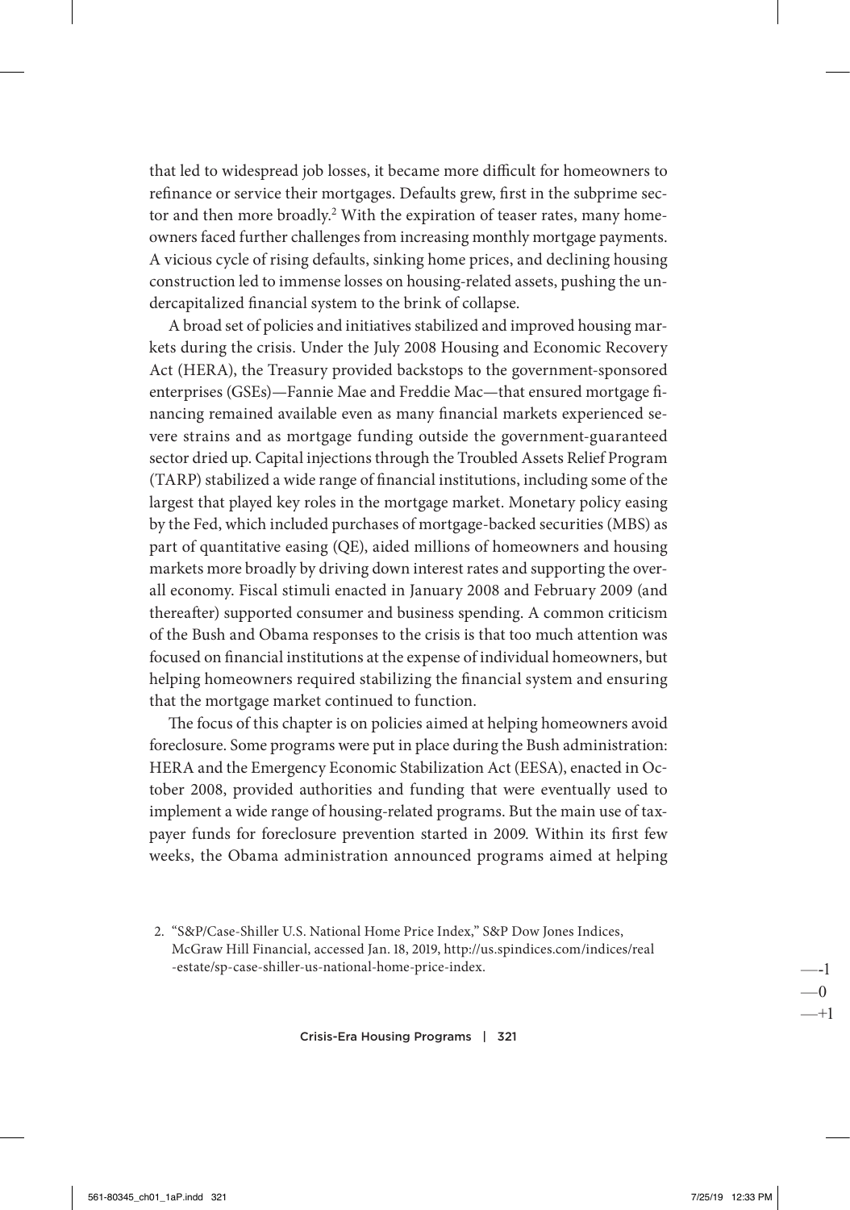that led to widespread job losses, it became more difficult for homeowners to refinance or service their mortgages. Defaults grew, first in the subprime sector and then more broadly.[2] With the expiration of teaser rates, many homeowners faced further challenges from increasing monthly mortgage payments. A vicious cycle of rising defaults, sinking home prices, and declining housing construction led to immense losses on housing-related assets, pushing the undercapitalized financial system to the brink of collapse.

A broad set of policies and initiatives stabilized and improved housing markets during the crisis. Under the July 2008 Housing and Economic Recovery Act (HERA), the Treasury provided backstops to the government-sponsored enterprises (GSEs)—Fannie Mae and Freddie Mac—that ensured mortgage financing remained available even as many financial markets experienced severe strains and as mortgage funding outside the government-guaranteed sector dried up. Capital injections through the Troubled Assets Relief Program (TARP) stabilized a wide range of financial institutions, including some of the largest that played key roles in the mortgage market. Monetary policy easing by the Fed, which included purchases of mortgage-backed securities (MBS) as part of quantitative easing (QE), aided millions of homeowners and housing markets more broadly by driving down interest rates and supporting the overall economy. Fiscal stimuli enacted in January 2008 and February 2009 (and thereafter) supported consumer and business spending. A common criticism of the Bush and Obama responses to the crisis is that too much attention was focused on financial institutions at the expense of individual homeowners, but helping homeowners required stabilizing the financial system and ensuring that the mortgage market continued to function.

The focus of this chapter is on policies aimed at helping homeowners avoid foreclosure. Some programs were put in place during the Bush administration: HERA and the Emergency Economic Stabilization Act (EESA), enacted in October 2008, provided authorities and funding that were eventually used to implement a wide range of housing-related programs. But the main use of taxpayer funds for foreclosure prevention started in 2009. Within its first few weeks, the Obama administration announced programs aimed at helping

2. "S&P/Case-Shiller U.S. National Home Price Index," S&P Dow Jones Indices, McGraw Hill Financial, accessed Jan. 18, 2019, http://us.spindices.com/indices/real-estate/sp-case-shiller-us-national-home-price-index.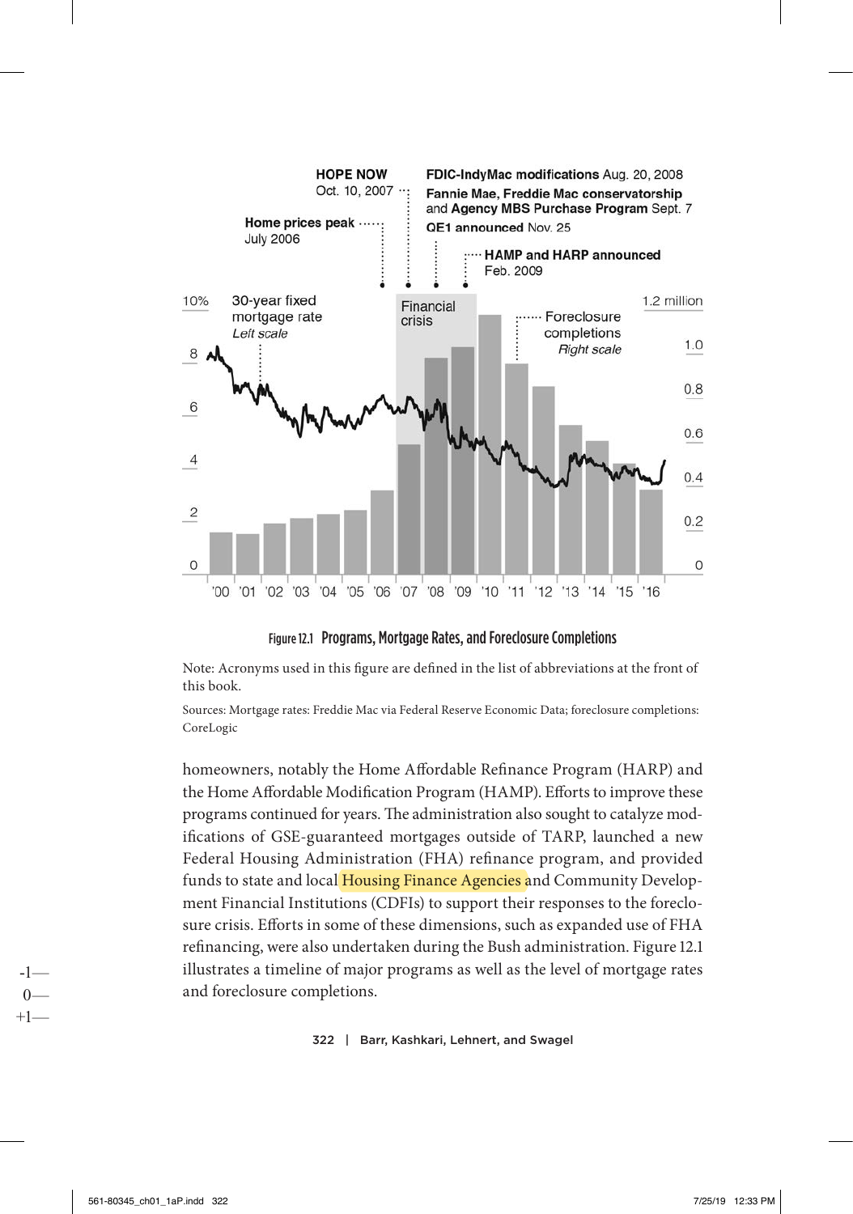Figure 12.1 Programs, Mortgage Rates, and Foreclosure Completions

Note: Acronyms used in this figure are defined in the list of abbreviations at the front of this book.

Sources: Mortgage rates: Freddie Mac via Federal Reserve Economic Data; foreclosure completions: CoreLogic

homeowners, notably the Home Affordable Refinance Program (HARP) and the Home Affordable Modification Program (HAMP). Efforts to improve these programs continued for years. The administration also sought to catalyze modifications of GSE-guaranteed mortgages outside of TARP, launched a new Federal Housing Administration (FHA) refinance program, and provided funds to state and local Housing Finance Agencies and Community Development Financial Institutions (CDFIs) to support their responses to the foreclosure crisis. Efforts in some of these dimensions, such as expanded use of FHA refinancing, were also undertaken during the Bush administration. Figure 12.1 illustrates a timeline of major programs as well as the level of mortgage rates and foreclosure completions.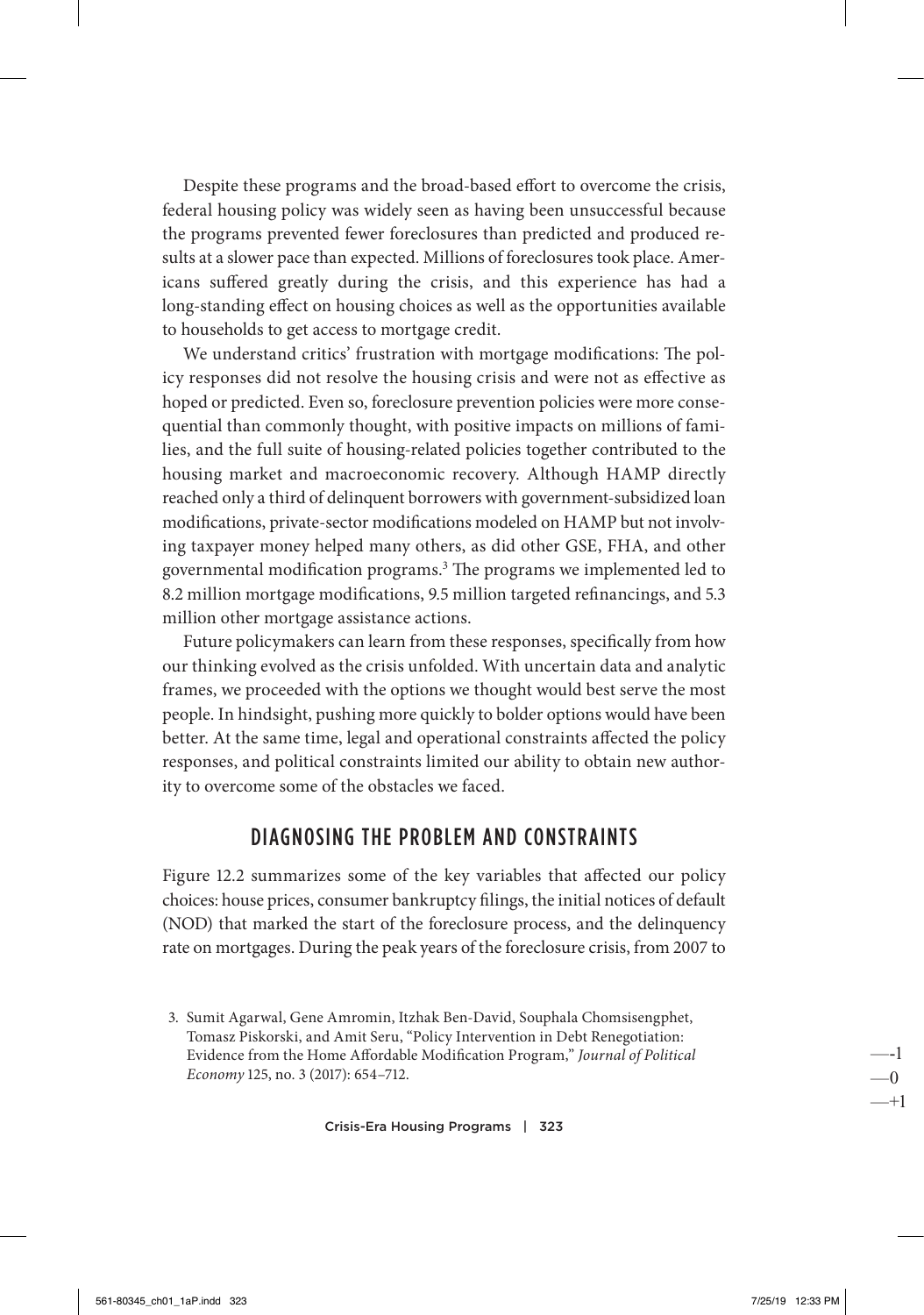Despite these programs and the broad-based effort to overcome the crisis, federal housing policy was widely seen as having been unsuccessful because the programs prevented fewer foreclosures than predicted and produced results at a slower pace than expected. Millions of foreclosures took place. Americans suffered greatly during the crisis, and this experience has had a long-standing effect on housing choices as well as the opportunities available to households to get access to mortgage credit.

We understand critics' frustration with mortgage modifications: The policy responses did not resolve the housing crisis and were not as effective as hoped or predicted. Even so, foreclosure prevention policies were more consequential than commonly thought, with positive impacts on millions of families, and the full suite of housing-related policies together contributed to the housing market and macroeconomic recovery. Although HAMP directly reached only a third of delinquent borrowers with government-subsidized loan modifications, private-sector modifications modeled on HAMP but not involving taxpayer money helped many others, as did other GSE, FHA, and other governmental modification programs.[3] The programs we implemented led to 8.2 million mortgage modifications, 9.5 million targeted refinancings, and 5.3 million other mortgage assistance actions.

Future policymakers can learn from these responses, specifically from how our thinking evolved as the crisis unfolded. With uncertain data and analytic frames, we proceeded with the options we thought would best serve the most people. In hindsight, pushing more quickly to bolder options would have been better. At the same time, legal and operational constraints affected the policy responses, and political constraints limited our ability to obtain new authority to overcome some of the obstacles we faced.

## DIAGNOSING THE PROBLEM AND CONSTRAINTS

Figure 12.2 summarizes some of the key variables that affected our policy choices: house prices, consumer bankruptcy filings, the initial notices of default (NOD) that marked the start of the foreclosure process, and the delinquency rate on mortgages. During the peak years of the foreclosure crisis, from 2007 to

3. Sumit Agarwal, Gene Amromin, Itzhak Ben-David, Souphala Chomsisengphet, Tomasz Piskorski, and Amit Seru, "Policy Intervention in Debt Renegotiation: Evidence from the Home Affordable Modification Program," *Journal of Political Economy* 125, no. 3 (2017): 654–712.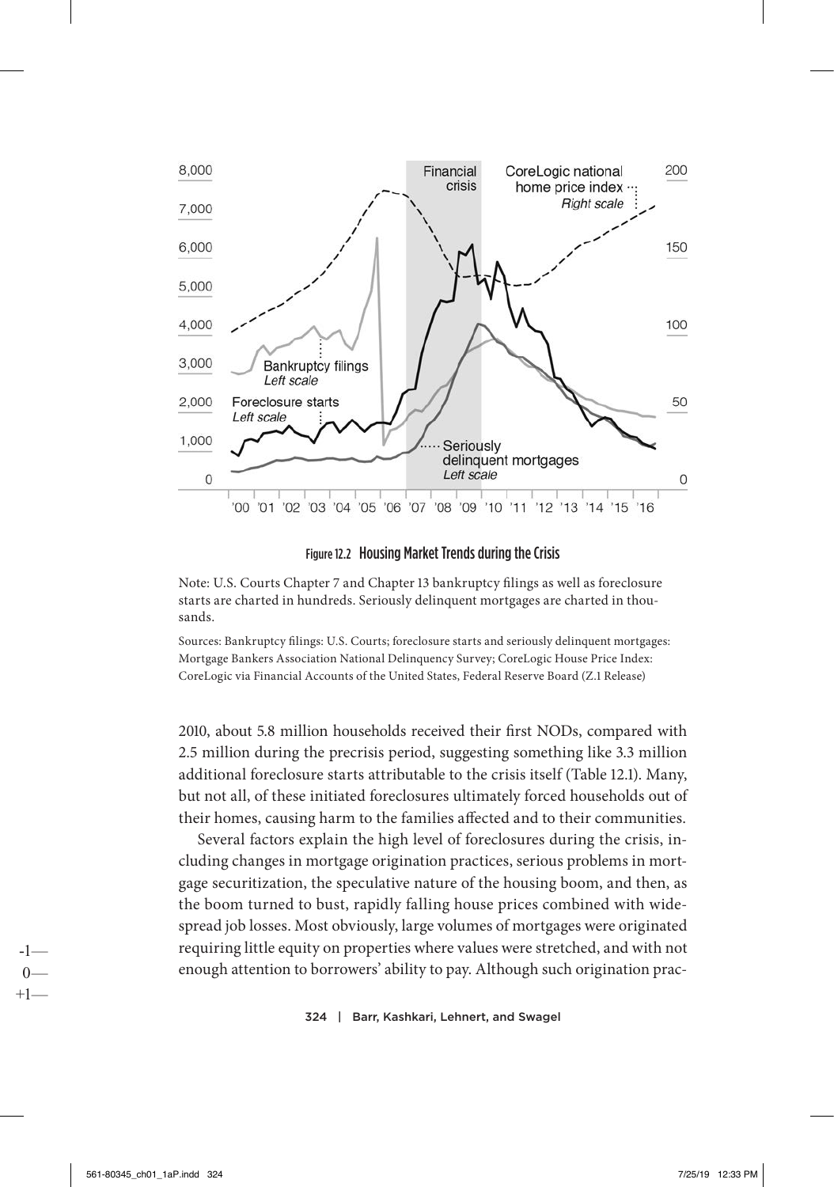Figure 12.2 Housing Market Trends during the Crisis

Note: U.S. Courts Chapter 7 and Chapter 13 bankruptcy filings as well as foreclosure starts are charted in hundreds. Seriously delinquent mortgages are charted in thousands.

Sources: Bankruptcy filings: U.S. Courts; foreclosure starts and seriously delinquent mortgages: Mortgage Bankers Association National Delinquency Survey; CoreLogic House Price Index: CoreLogic via Financial Accounts of the United States, Federal Reserve Board (Z.1 Release)

2010, about 5.8 million households received their first NODs, compared with 2.5 million during the precrisis period, suggesting something like 3.3 million additional foreclosure starts attributable to the crisis itself (Table 12.1). Many, but not all, of these initiated foreclosures ultimately forced households out of their homes, causing harm to the families affected and to their communities.

Several factors explain the high level of foreclosures during the crisis, including changes in mortgage origination practices, serious problems in mortgage securitization, the speculative nature of the housing boom, and then, as the boom turned to bust, rapidly falling house prices combined with widespread job losses. Most obviously, large volumes of mortgages were originated requiring little equity on properties where values were stretched, and with not enough attention to borrowers' ability to pay. Although such origination prac-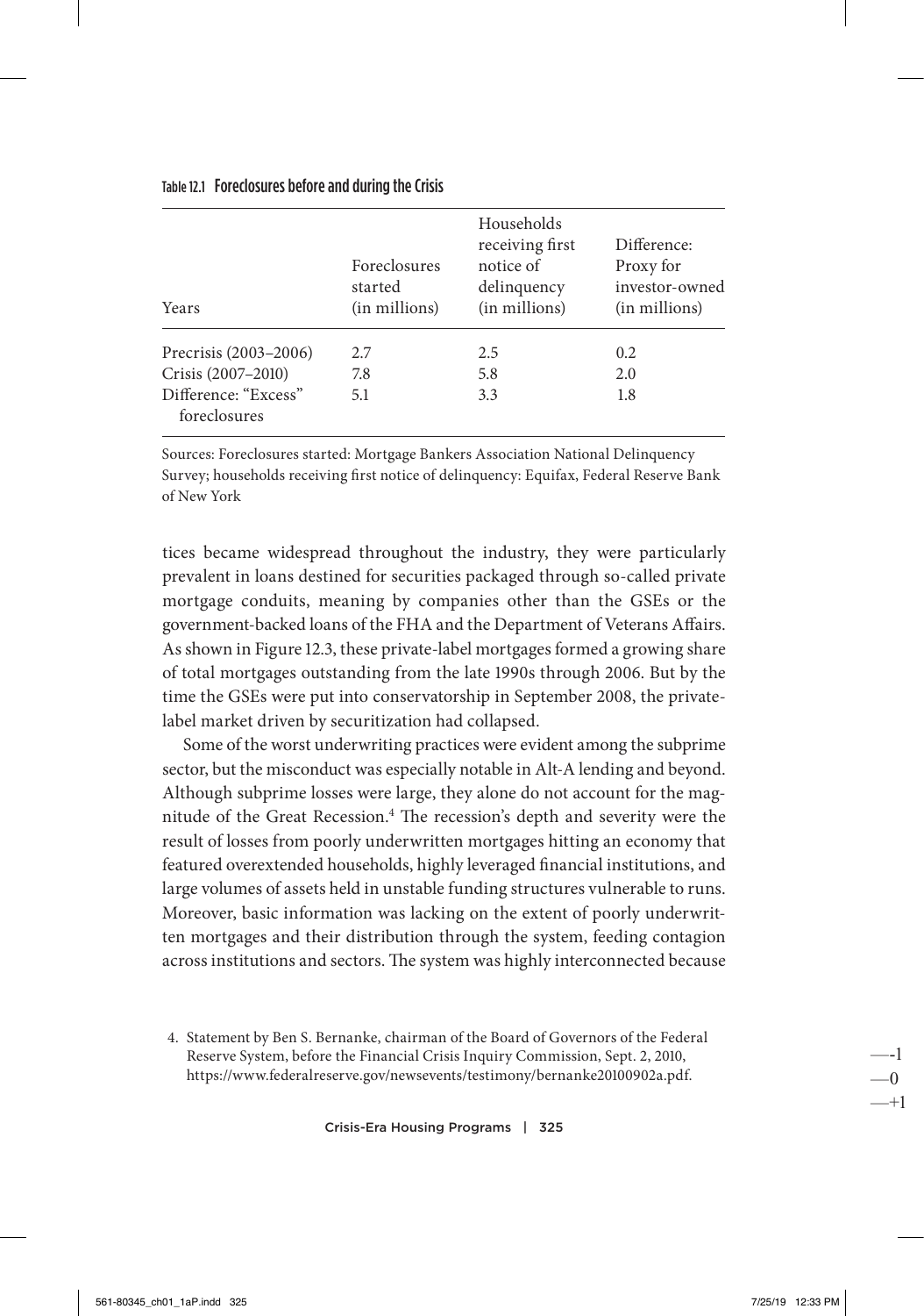Table 12.1 Foreclosures before and during the Crisis

| Years | Foreclosures started (in millions) | Households receiving first notice of delinquency (in millions) | Difference: Proxy for investor-owned (in millions) |
|---|---|---|---|
| Precrisis (2003–2006) | 2.7 | 2.5 | 0.2 |
| Crisis (2007–2010) | 7.8 | 5.8 | 2.0 |
| Difference: "Excess" foreclosures | 5.1 | 3.3 | 1.8 |

Sources: Foreclosures started: Mortgage Bankers Association National Delinquency Survey; households receiving first notice of delinquency: Equifax, Federal Reserve Bank of New York

tices became widespread throughout the industry, they were particularly prevalent in loans destined for securities packaged through so-called private mortgage conduits, meaning by companies other than the GSEs or the government-backed loans of the FHA and the Department of Veterans Affairs. As shown in Figure 12.3, these private-label mortgages formed a growing share of total mortgages outstanding from the late 1990s through 2006. But by the time the GSEs were put into conservatorship in September 2008, the private-label market driven by securitization had collapsed.

Some of the worst underwriting practices were evident among the subprime sector, but the misconduct was especially notable in Alt-A lending and beyond. Although subprime losses were large, they alone do not account for the magnitude of the Great Recession.[4] The recession's depth and severity were the result of losses from poorly underwritten mortgages hitting an economy that featured overextended households, highly leveraged financial institutions, and large volumes of assets held in unstable funding structures vulnerable to runs. Moreover, basic information was lacking on the extent of poorly underwritten mortgages and their distribution through the system, feeding contagion across institutions and sectors. The system was highly interconnected because

4. Statement by Ben S. Bernanke, chairman of the Board of Governors of the Federal Reserve System, before the Financial Crisis Inquiry Commission, Sept. 2, 2010, https://www.federalreserve.gov/newsevents/testimony/bernanke20100902a.pdf.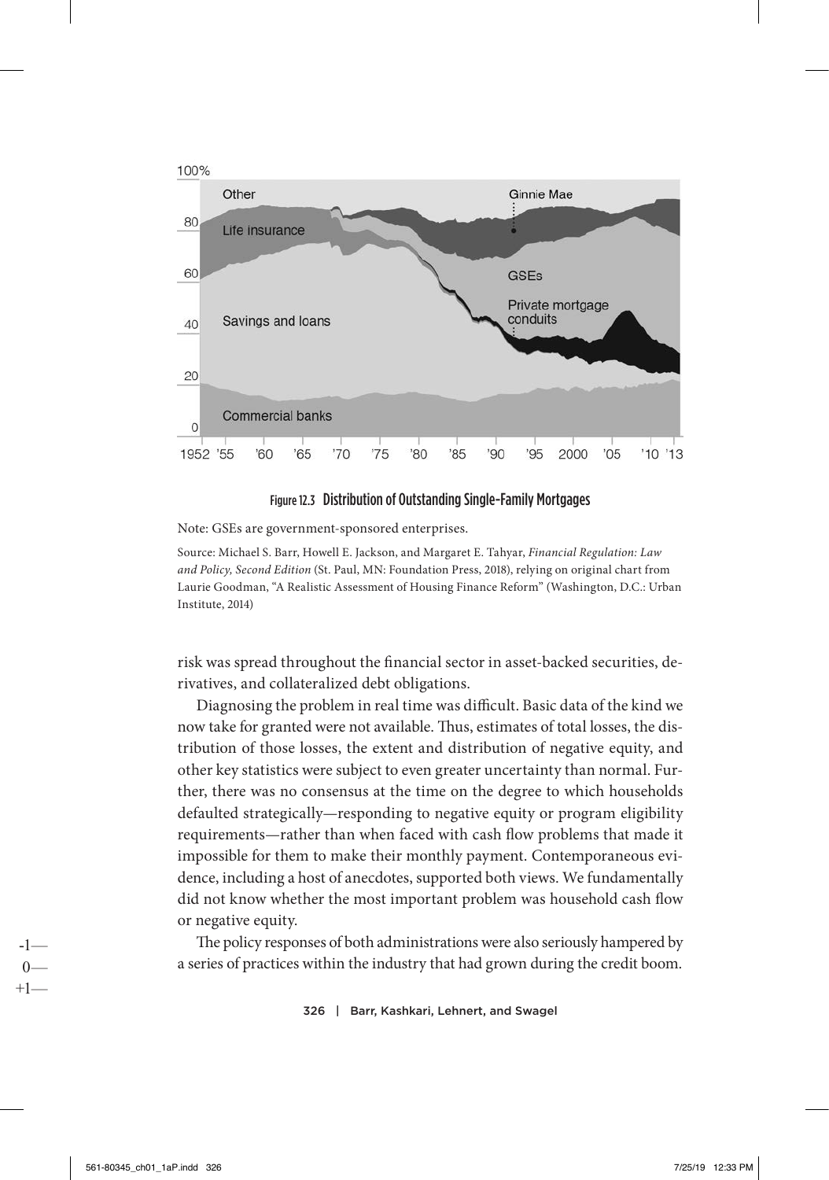100%

80

60

40

20

0

1952 '55 '60 '65 '70 '75 '80 '85 '90 '95 2000 '05 '10 '13

Other

Life insurance

Savings and loans

Commercial banks

Ginnie Mae

GSEs

Private mortgage conduits

Figure 12.3 Distribution of Outstanding Single-Family Mortgages

Note: GSEs are government-sponsored enterprises.

Source: Michael S. Barr, Howell E. Jackson, and Margaret E. Tahyar, *Financial Regulation: Law and Policy, Second Edition* (St. Paul, MN: Foundation Press, 2018), relying on original chart from Laurie Goodman, "A Realistic Assessment of Housing Finance Reform" (Washington, D.C.: Urban Institute, 2014)

risk was spread throughout the financial sector in asset-backed securities, derivatives, and collateralized debt obligations.

Diagnosing the problem in real time was difficult. Basic data of the kind we now take for granted were not available. Thus, estimates of total losses, the distribution of those losses, the extent and distribution of negative equity, and other key statistics were subject to even greater uncertainty than normal. Further, there was no consensus at the time on the degree to which households defaulted strategically—responding to negative equity or program eligibility requirements—rather than when faced with cash flow problems that made it impossible for them to make their monthly payment. Contemporaneous evidence, including a host of anecdotes, supported both views. We fundamentally did not know whether the most important problem was household cash flow or negative equity.

The policy responses of both administrations were also seriously hampered by a series of practices within the industry that had grown during the credit boom.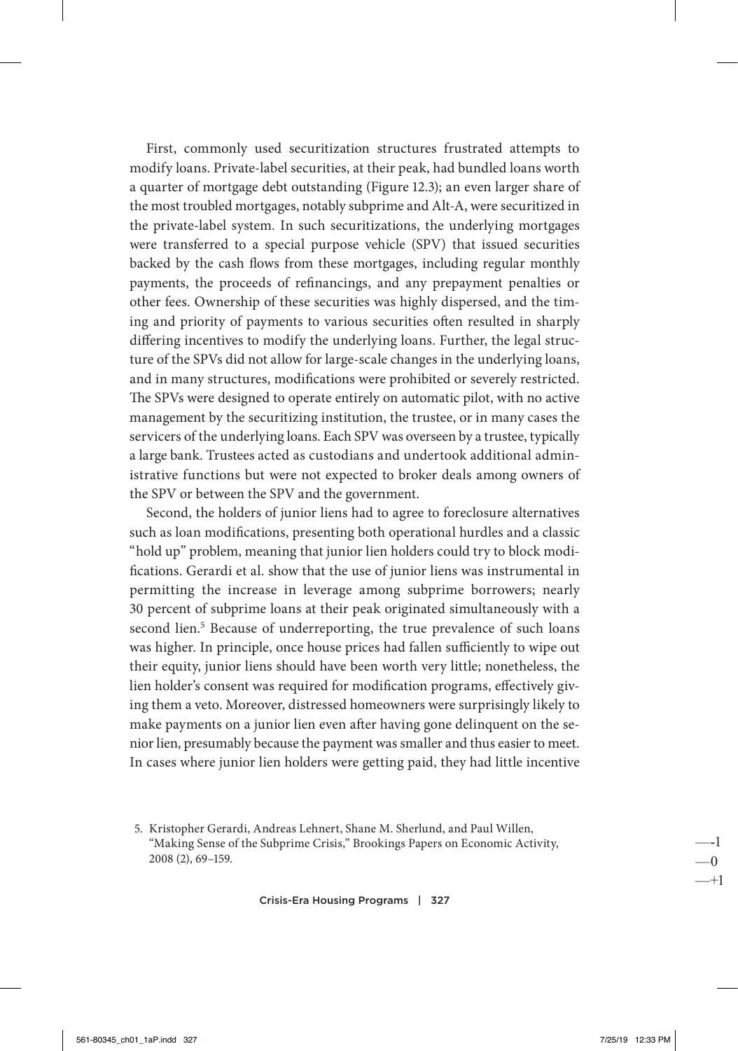First, commonly used securitization structures frustrated attempts to modify loans. Private-label securities, at their peak, had bundled loans worth a quarter of mortgage debt outstanding (Figure 12.3); an even larger share of the most troubled mortgages, notably subprime and Alt-A, were securitized in the private-label system. In such securitizations, the underlying mortgages were transferred to a special purpose vehicle (SPV) that issued securities backed by the cash flows from these mortgages, including regular monthly payments, the proceeds of refinancings, and any prepayment penalties or other fees. Ownership of these securities was highly dispersed, and the timing and priority of payments to various securities often resulted in sharply differing incentives to modify the underlying loans. Further, the legal structure of the SPVs did not allow for large-scale changes in the underlying loans, and in many structures, modifications were prohibited or severely restricted. The SPVs were designed to operate entirely on automatic pilot, with no active management by the securitizing institution, the trustee, or in many cases the servicers of the underlying loans. Each SPV was overseen by a trustee, typically a large bank. Trustees acted as custodians and undertook additional administrative functions but were not expected to broker deals among owners of the SPV or between the SPV and the government.

Second, the holders of junior liens had to agree to foreclosure alternatives such as loan modifications, presenting both operational hurdles and a classic "hold up" problem, meaning that junior lien holders could try to block modifications. Gerardi et al. show that the use of junior liens was instrumental in permitting the increase in leverage among subprime borrowers; nearly 30 percent of subprime loans at their peak originated simultaneously with a second lien.[5] Because of underreporting, the true prevalence of such loans was higher. In principle, once house prices had fallen sufficiently to wipe out their equity, junior liens should have been worth very little; nonetheless, the lien holder's consent was required for modification programs, effectively giving them a veto. Moreover, distressed homeowners were surprisingly likely to make payments on a junior lien even after having gone delinquent on the senior lien, presumably because the payment was smaller and thus easier to meet. In cases where junior lien holders were getting paid, they had little incentive

5. Kristopher Gerardi, Andreas Lehnert, Shane M. Sherlund, and Paul Willen, "Making Sense of the Subprime Crisis," Brookings Papers on Economic Activity, 2008 (2), 69–159.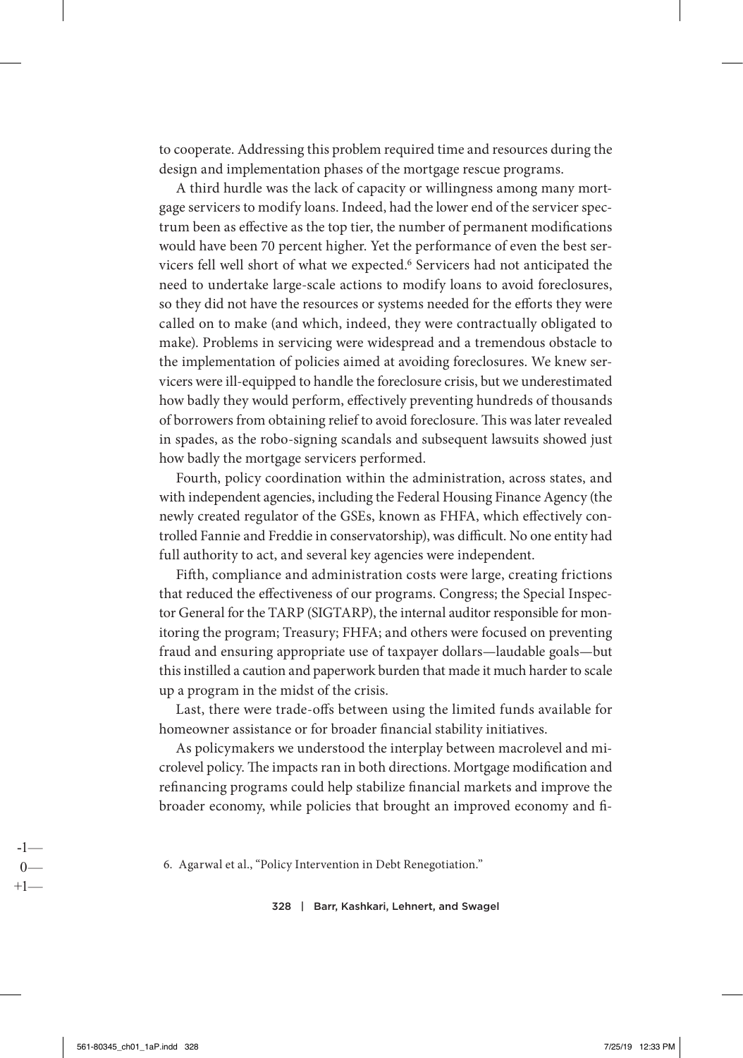to cooperate. Addressing this problem required time and resources during the design and implementation phases of the mortgage rescue programs.

A third hurdle was the lack of capacity or willingness among many mortgage servicers to modify loans. Indeed, had the lower end of the servicer spectrum been as effective as the top tier, the number of permanent modifications would have been 70 percent higher. Yet the performance of even the best servicers fell well short of what we expected.[6] Servicers had not anticipated the need to undertake large-scale actions to modify loans to avoid foreclosures, so they did not have the resources or systems needed for the efforts they were called on to make (and which, indeed, they were contractually obligated to make). Problems in servicing were widespread and a tremendous obstacle to the implementation of policies aimed at avoiding foreclosures. We knew servicers were ill-equipped to handle the foreclosure crisis, but we underestimated how badly they would perform, effectively preventing hundreds of thousands of borrowers from obtaining relief to avoid foreclosure. This was later revealed in spades, as the robo-signing scandals and subsequent lawsuits showed just how badly the mortgage servicers performed.

Fourth, policy coordination within the administration, across states, and with independent agencies, including the Federal Housing Finance Agency (the newly created regulator of the GSEs, known as FHFA, which effectively controlled Fannie and Freddie in conservatorship), was difficult. No one entity had full authority to act, and several key agencies were independent.

Fifth, compliance and administration costs were large, creating frictions that reduced the effectiveness of our programs. Congress; the Special Inspector General for the TARP (SIGTARP), the internal auditor responsible for monitoring the program; Treasury; FHFA; and others were focused on preventing fraud and ensuring appropriate use of taxpayer dollars—laudable goals—but this instilled a caution and paperwork burden that made it much harder to scale up a program in the midst of the crisis.

Last, there were trade-offs between using the limited funds available for homeowner assistance or for broader financial stability initiatives.

As policymakers we understood the interplay between macrolevel and microlevel policy. The impacts ran in both directions. Mortgage modification and refinancing programs could help stabilize financial markets and improve the broader economy, while policies that brought an improved economy and fi-

6. Agarwal et al., "Policy Intervention in Debt Renegotiation."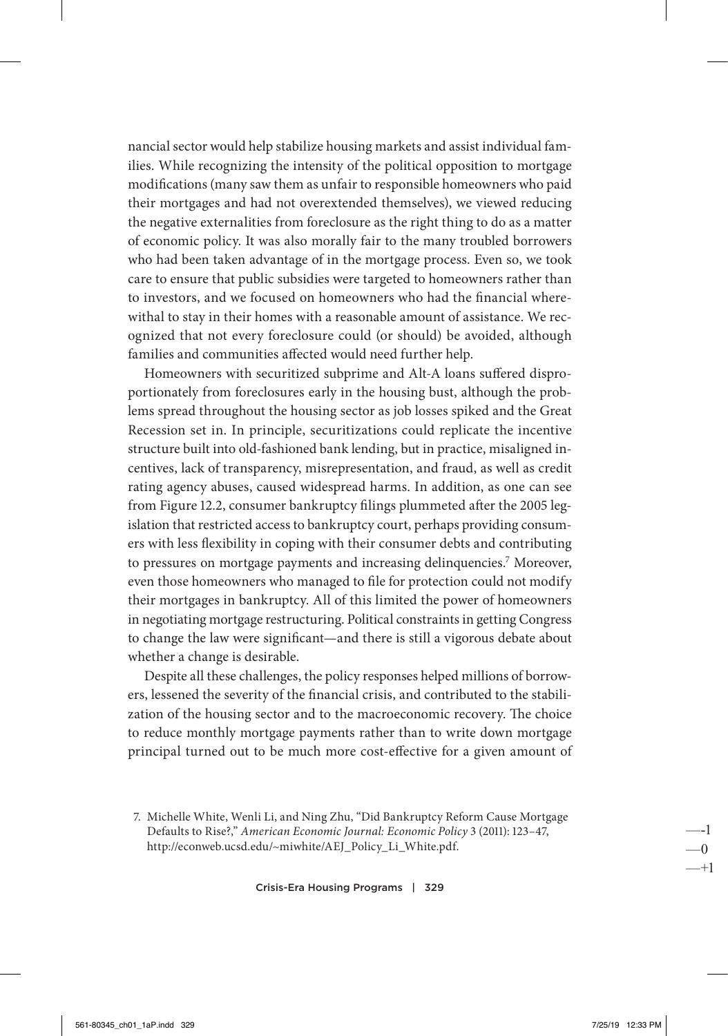nancial sector would help stabilize housing markets and assist individual families. While recognizing the intensity of the political opposition to mortgage modifications (many saw them as unfair to responsible homeowners who paid their mortgages and had not overextended themselves), we viewed reducing the negative externalities from foreclosure as the right thing to do as a matter of economic policy. It was also morally fair to the many troubled borrowers who had been taken advantage of in the mortgage process. Even so, we took care to ensure that public subsidies were targeted to homeowners rather than to investors, and we focused on homeowners who had the financial wherewithal to stay in their homes with a reasonable amount of assistance. We recognized that not every foreclosure could (or should) be avoided, although families and communities affected would need further help.

Homeowners with securitized subprime and Alt-A loans suffered disproportionately from foreclosures early in the housing bust, although the problems spread throughout the housing sector as job losses spiked and the Great Recession set in. In principle, securitizations could replicate the incentive structure built into old-fashioned bank lending, but in practice, misaligned incentives, lack of transparency, misrepresentation, and fraud, as well as credit rating agency abuses, caused widespread harms. In addition, as one can see from Figure 12.2, consumer bankruptcy filings plummeted after the 2005 legislation that restricted access to bankruptcy court, perhaps providing consumers with less flexibility in coping with their consumer debts and contributing to pressures on mortgage payments and increasing delinquencies.[7] Moreover, even those homeowners who managed to file for protection could not modify their mortgages in bankruptcy. All of this limited the power of homeowners in negotiating mortgage restructuring. Political constraints in getting Congress to change the law were significant—and there is still a vigorous debate about whether a change is desirable.

Despite all these challenges, the policy responses helped millions of borrowers, lessened the severity of the financial crisis, and contributed to the stabilization of the housing sector and to the macroeconomic recovery. The choice to reduce monthly mortgage payments rather than to write down mortgage principal turned out to be much more cost-effective for a given amount of

7. Michelle White, Wenli Li, and Ning Zhu, "Did Bankruptcy Reform Cause Mortgage Defaults to Rise?," *American Economic Journal: Economic Policy* 3 (2011): 123–47, http://econweb.ucsd.edu/~miwhite/AEJ_Policy_Li_White.pdf.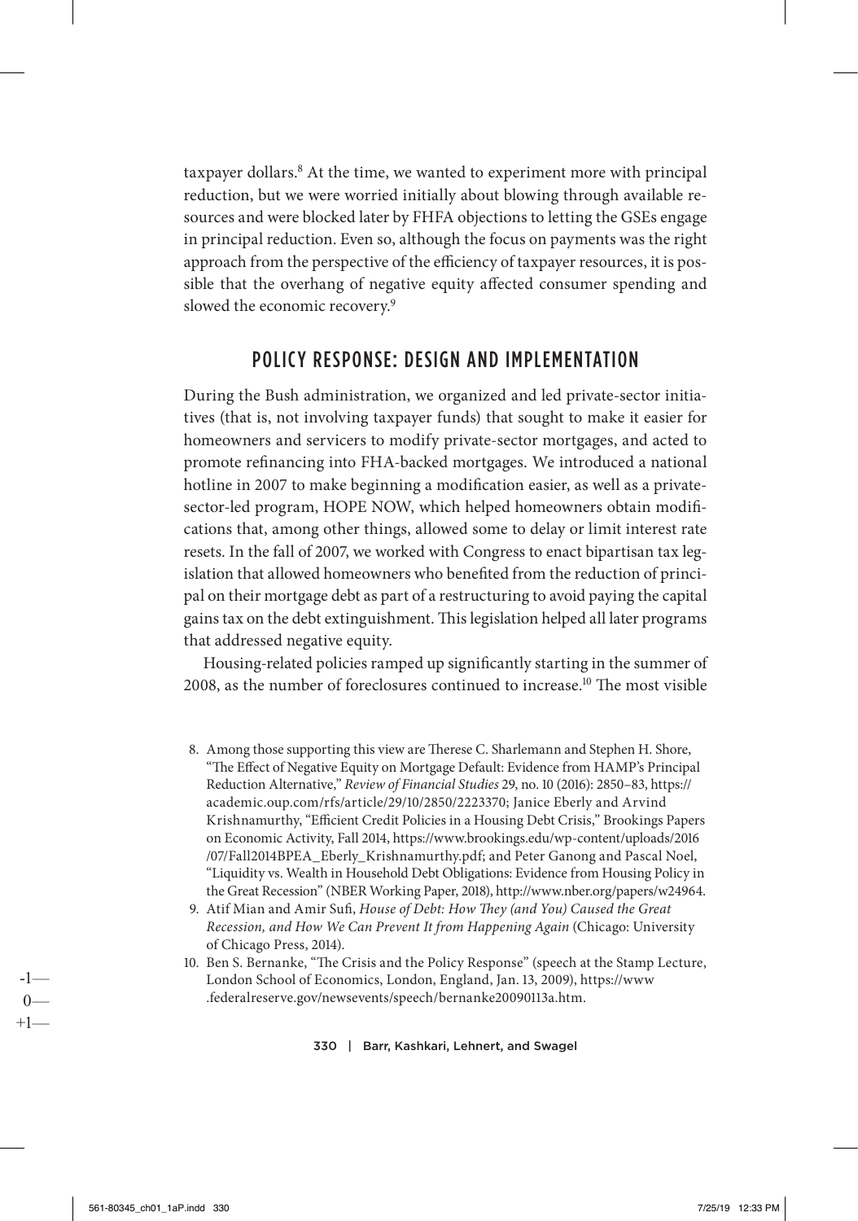taxpayer dollars.[8] At the time, we wanted to experiment more with principal reduction, but we were worried initially about blowing through available resources and were blocked later by FHFA objections to letting the GSEs engage in principal reduction. Even so, although the focus on payments was the right approach from the perspective of the efficiency of taxpayer resources, it is possible that the overhang of negative equity affected consumer spending and slowed the economic recovery.[9]

## POLICY RESPONSE: DESIGN AND IMPLEMENTATION

During the Bush administration, we organized and led private-sector initiatives (that is, not involving taxpayer funds) that sought to make it easier for homeowners and servicers to modify private-sector mortgages, and acted to promote refinancing into FHA-backed mortgages. We introduced a national hotline in 2007 to make beginning a modification easier, as well as a private-sector-led program, HOPE NOW, which helped homeowners obtain modifications that, among other things, allowed some to delay or limit interest rate resets. In the fall of 2007, we worked with Congress to enact bipartisan tax legislation that allowed homeowners who benefited from the reduction of principal on their mortgage debt as part of a restructuring to avoid paying the capital gains tax on the debt extinguishment. This legislation helped all later programs that addressed negative equity.

Housing-related policies ramped up significantly starting in the summer of 2008, as the number of foreclosures continued to increase.[10] The most visible

8. Among those supporting this view are Therese C. Sharlemann and Stephen H. Shore, "The Effect of Negative Equity on Mortgage Default: Evidence from HAMP's Principal Reduction Alternative," *Review of Financial Studies* 29, no. 10 (2016): 2850–83, https://academic.oup.com/rfs/article/29/10/2850/2223370; Janice Eberly and Arvind Krishnamurthy, "Efficient Credit Policies in a Housing Debt Crisis," Brookings Papers on Economic Activity, Fall 2014, https://www.brookings.edu/wp-content/uploads/2016/07/Fall2014BPEA_Eberly_Krishnamurthy.pdf; and Peter Ganong and Pascal Noel, "Liquidity vs. Wealth in Household Debt Obligations: Evidence from Housing Policy in the Great Recession" (NBER Working Paper, 2018), http://www.nber.org/papers/w24964.
9. Atif Mian and Amir Sufi, *House of Debt: How They (and You) Caused the Great Recession, and How We Can Prevent It from Happening Again* (Chicago: University of Chicago Press, 2014).
10. Ben S. Bernanke, "The Crisis and the Policy Response" (speech at the Stamp Lecture, London School of Economics, London, England, Jan. 13, 2009), https://www.federalreserve.gov/newsevents/speech/bernanke20090113a.htm.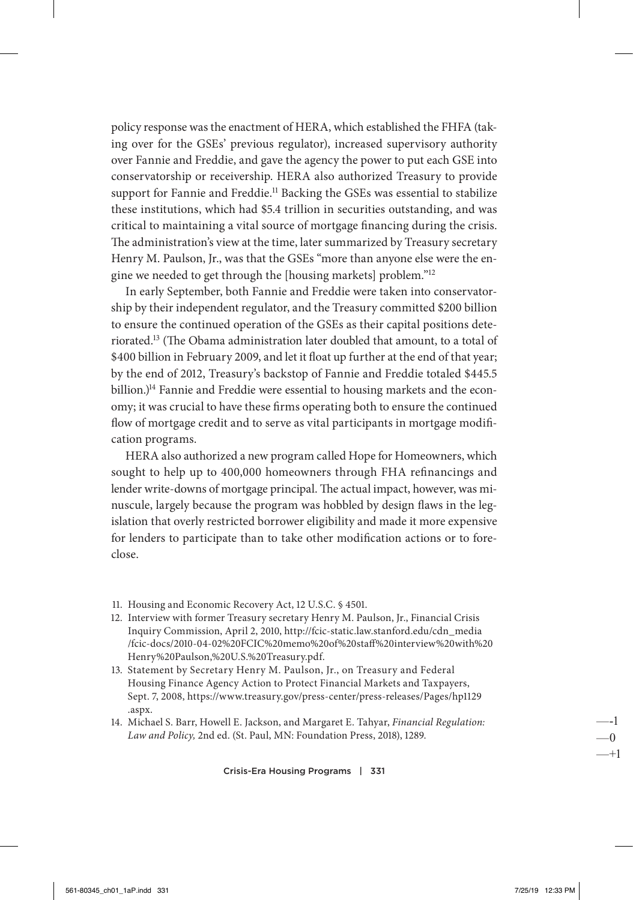policy response was the enactment of HERA, which established the FHFA (taking over for the GSEs' previous regulator), increased supervisory authority over Fannie and Freddie, and gave the agency the power to put each GSE into conservatorship or receivership. HERA also authorized Treasury to provide support for Fannie and Freddie.[11] Backing the GSEs was essential to stabilize these institutions, which had $5.4 trillion in securities outstanding, and was critical to maintaining a vital source of mortgage financing during the crisis. The administration's view at the time, later summarized by Treasury secretary Henry M. Paulson, Jr., was that the GSEs "more than anyone else were the engine we needed to get through the [housing markets] problem."[12]

In early September, both Fannie and Freddie were taken into conservatorship by their independent regulator, and the Treasury committed $200 billion to ensure the continued operation of the GSEs as their capital positions deteriorated.[13] (The Obama administration later doubled that amount, to a total of $400 billion in February 2009, and let it float up further at the end of that year; by the end of 2012, Treasury's backstop of Fannie and Freddie totaled $445.5 billion.)[14] Fannie and Freddie were essential to housing markets and the economy; it was crucial to have these firms operating both to ensure the continued flow of mortgage credit and to serve as vital participants in mortgage modification programs.

HERA also authorized a new program called Hope for Homeowners, which sought to help up to 400,000 homeowners through FHA refinancings and lender write-downs of mortgage principal. The actual impact, however, was minuscule, largely because the program was hobbled by design flaws in the legislation that overly restricted borrower eligibility and made it more expensive for lenders to participate than to take other modification actions or to foreclose.

11. Housing and Economic Recovery Act, 12 U.S.C. § 4501.
12. Interview with former Treasury secretary Henry M. Paulson, Jr., Financial Crisis Inquiry Commission, April 2, 2010, http://fcic-static.law.stanford.edu/cdn_media/fcic-docs/2010-04-02%20FCIC%20memo%20of%20staff%20interview%20with%20Henry%20Paulson,%20U.S.%20Treasury.pdf.
13. Statement by Secretary Henry M. Paulson, Jr., on Treasury and Federal Housing Finance Agency Action to Protect Financial Markets and Taxpayers, Sept. 7, 2008, https://www.treasury.gov/press-center/press-releases/Pages/hp1129.aspx.
14. Michael S. Barr, Howell E. Jackson, and Margaret E. Tahyar, *Financial Regulation: Law and Policy,* 2nd ed. (St. Paul, MN: Foundation Press, 2018), 1289.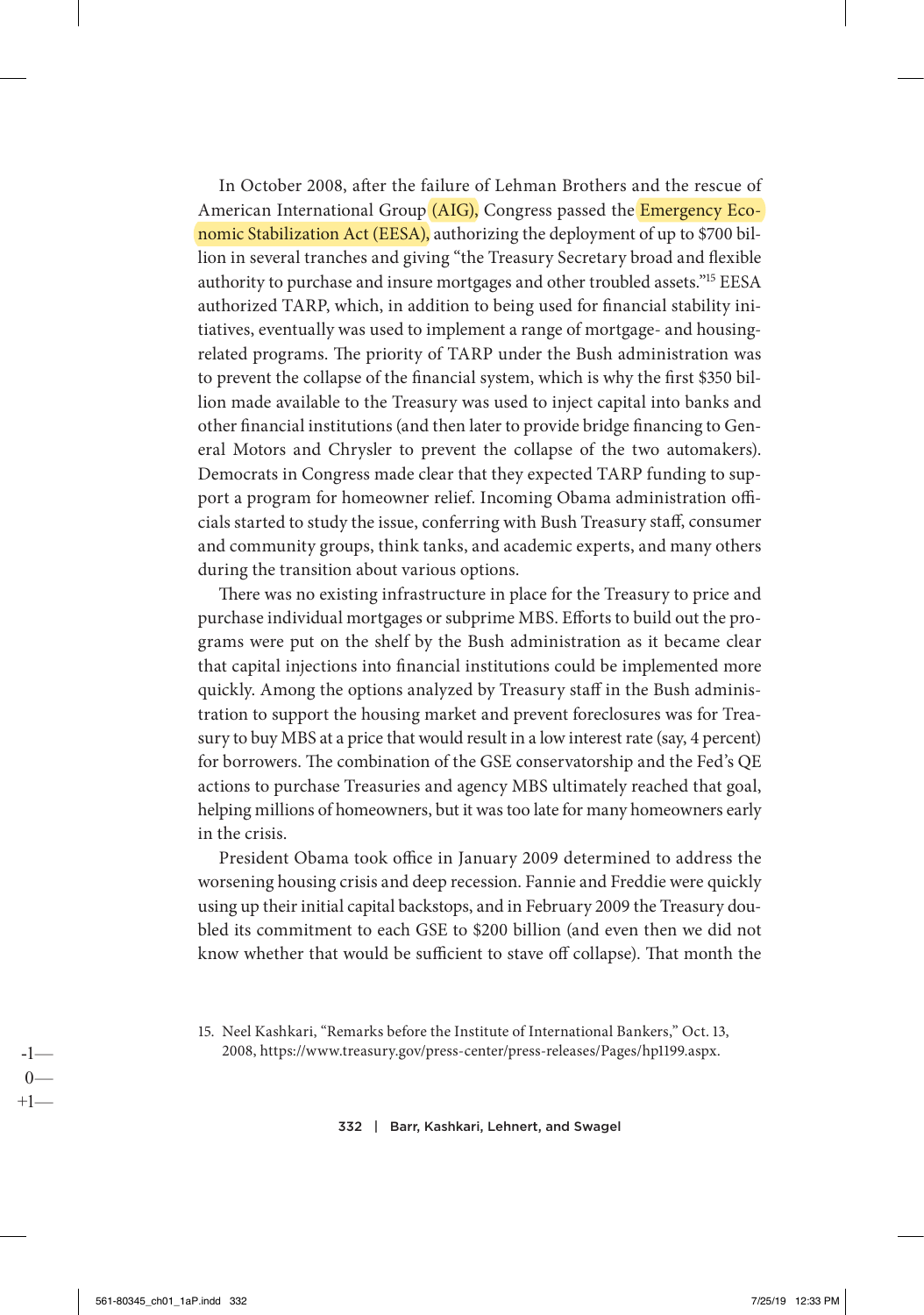In October 2008, after the failure of Lehman Brothers and the rescue of American International Group (AIG), Congress passed the Emergency Economic Stabilization Act (EESA), authorizing the deployment of up to $700 billion in several tranches and giving "the Treasury Secretary broad and flexible authority to purchase and insure mortgages and other troubled assets."[15] EESA authorized TARP, which, in addition to being used for financial stability initiatives, eventually was used to implement a range of mortgage- and housing-related programs. The priority of TARP under the Bush administration was to prevent the collapse of the financial system, which is why the first $350 billion made available to the Treasury was used to inject capital into banks and other financial institutions (and then later to provide bridge financing to General Motors and Chrysler to prevent the collapse of the two automakers). Democrats in Congress made clear that they expected TARP funding to support a program for homeowner relief. Incoming Obama administration officials started to study the issue, conferring with Bush Treasury staff, consumer and community groups, think tanks, and academic experts, and many others during the transition about various options.

There was no existing infrastructure in place for the Treasury to price and purchase individual mortgages or subprime MBS. Efforts to build out the programs were put on the shelf by the Bush administration as it became clear that capital injections into financial institutions could be implemented more quickly. Among the options analyzed by Treasury staff in the Bush administration to support the housing market and prevent foreclosures was for Treasury to buy MBS at a price that would result in a low interest rate (say, 4 percent) for borrowers. The combination of the GSE conservatorship and the Fed's QE actions to purchase Treasuries and agency MBS ultimately reached that goal, helping millions of homeowners, but it was too late for many homeowners early in the crisis.

President Obama took office in January 2009 determined to address the worsening housing crisis and deep recession. Fannie and Freddie were quickly using up their initial capital backstops, and in February 2009 the Treasury doubled its commitment to each GSE to $200 billion (and even then we did not know whether that would be sufficient to stave off collapse). That month the

15. Neel Kashkari, "Remarks before the Institute of International Bankers," Oct. 13, 2008, https://www.treasury.gov/press-center/press-releases/Pages/hp1199.aspx.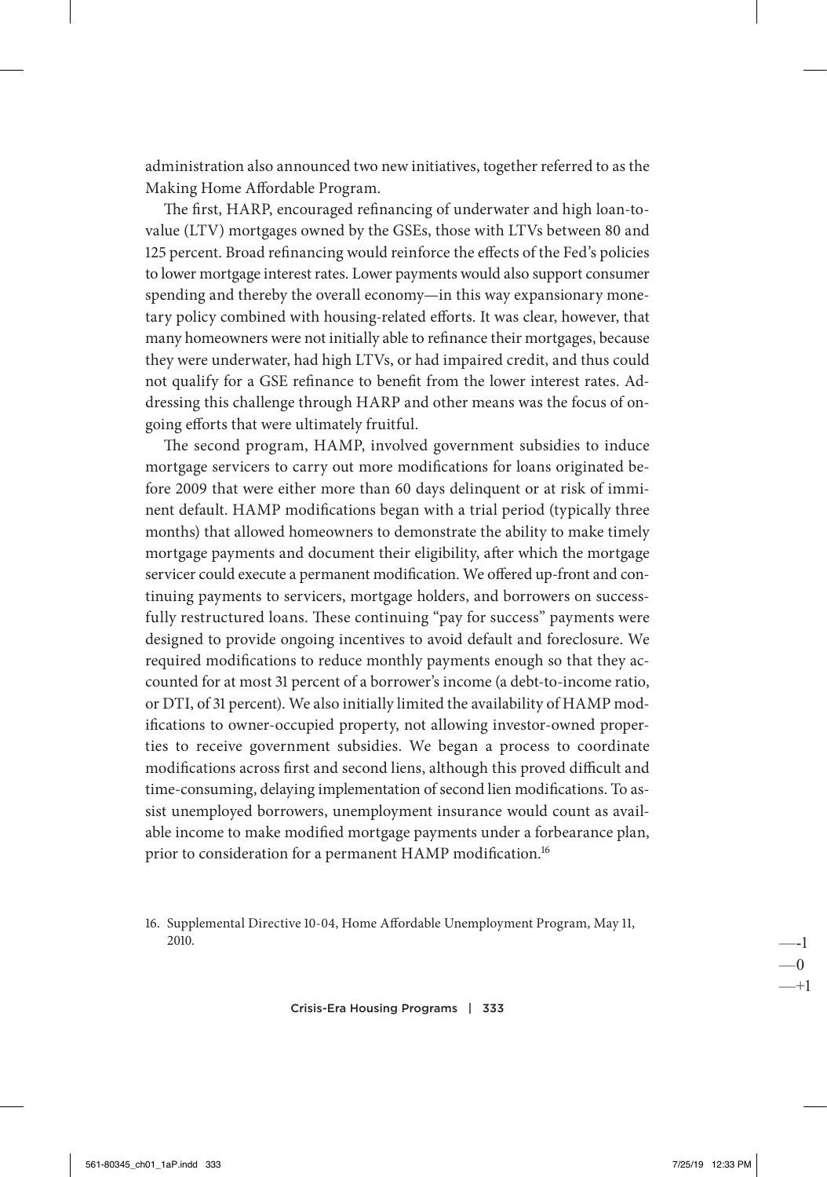administration also announced two new initiatives, together referred to as the Making Home Affordable Program.

The first, HARP, encouraged refinancing of underwater and high loan-to-value (LTV) mortgages owned by the GSEs, those with LTVs between 80 and 125 percent. Broad refinancing would reinforce the effects of the Fed's policies to lower mortgage interest rates. Lower payments would also support consumer spending and thereby the overall economy—in this way expansionary monetary policy combined with housing-related efforts. It was clear, however, that many homeowners were not initially able to refinance their mortgages, because they were underwater, had high LTVs, or had impaired credit, and thus could not qualify for a GSE refinance to benefit from the lower interest rates. Addressing this challenge through HARP and other means was the focus of ongoing efforts that were ultimately fruitful.

The second program, HAMP, involved government subsidies to induce mortgage servicers to carry out more modifications for loans originated before 2009 that were either more than 60 days delinquent or at risk of imminent default. HAMP modifications began with a trial period (typically three months) that allowed homeowners to demonstrate the ability to make timely mortgage payments and document their eligibility, after which the mortgage servicer could execute a permanent modification. We offered up-front and continuing payments to servicers, mortgage holders, and borrowers on successfully restructured loans. These continuing "pay for success" payments were designed to provide ongoing incentives to avoid default and foreclosure. We required modifications to reduce monthly payments enough so that they accounted for at most 31 percent of a borrower's income (a debt-to-income ratio, or DTI, of 31 percent). We also initially limited the availability of HAMP modifications to owner-occupied property, not allowing investor-owned properties to receive government subsidies. We began a process to coordinate modifications across first and second liens, although this proved difficult and time-consuming, delaying implementation of second lien modifications. To assist unemployed borrowers, unemployment insurance would count as available income to make modified mortgage payments under a forbearance plan, prior to consideration for a permanent HAMP modification.[16]

16. Supplemental Directive 10-04, Home Affordable Unemployment Program, May 11, 2010.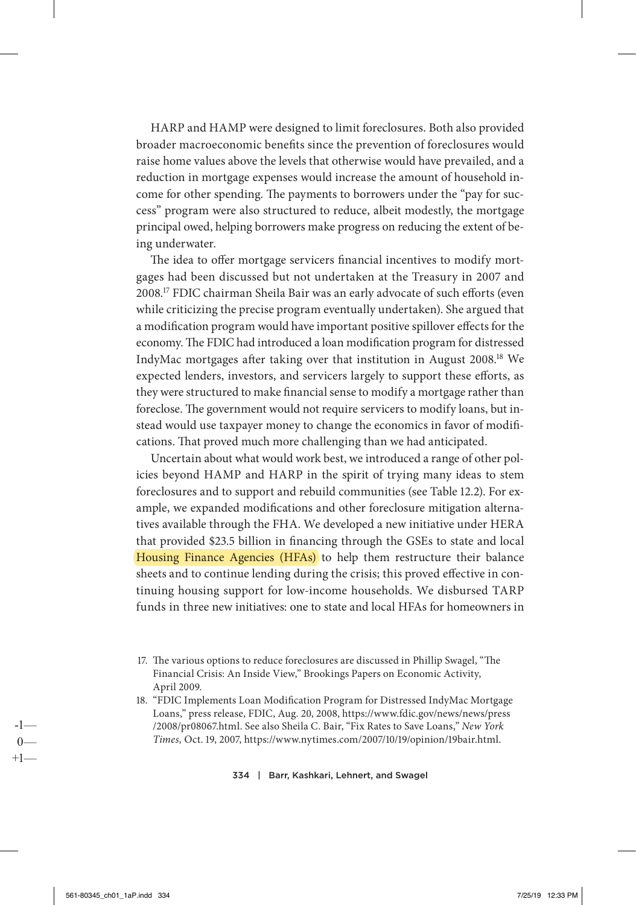HARP and HAMP were designed to limit foreclosures. Both also provided broader macroeconomic benefits since the prevention of foreclosures would raise home values above the levels that otherwise would have prevailed, and a reduction in mortgage expenses would increase the amount of household income for other spending. The payments to borrowers under the "pay for success" program were also structured to reduce, albeit modestly, the mortgage principal owed, helping borrowers make progress on reducing the extent of being underwater.

The idea to offer mortgage servicers financial incentives to modify mortgages had been discussed but not undertaken at the Treasury in 2007 and 2008.[17] FDIC chairman Sheila Bair was an early advocate of such efforts (even while criticizing the precise program eventually undertaken). She argued that a modification program would have important positive spillover effects for the economy. The FDIC had introduced a loan modification program for distressed IndyMac mortgages after taking over that institution in August 2008.[18] We expected lenders, investors, and servicers largely to support these efforts, as they were structured to make financial sense to modify a mortgage rather than foreclose. The government would not require servicers to modify loans, but instead would use taxpayer money to change the economics in favor of modifications. That proved much more challenging than we had anticipated.

Uncertain about what would work best, we introduced a range of other policies beyond HAMP and HARP in the spirit of trying many ideas to stem foreclosures and to support and rebuild communities (see Table 12.2). For example, we expanded modifications and other foreclosure mitigation alternatives available through the FHA. We developed a new initiative under HERA that provided $23.5 billion in financing through the GSEs to state and local Housing Finance Agencies (HFAs) to help them restructure their balance sheets and to continue lending during the crisis; this proved effective in continuing housing support for low-income households. We disbursed TARP funds in three new initiatives: one to state and local HFAs for homeowners in

17. The various options to reduce foreclosures are discussed in Phillip Swagel, "The Financial Crisis: An Inside View," Brookings Papers on Economic Activity, April 2009.

18. "FDIC Implements Loan Modification Program for Distressed IndyMac Mortgage Loans," press release, FDIC, Aug. 20, 2008, https://www.fdic.gov/news/news/press/2008/pr08067.html. See also Sheila C. Bair, "Fix Rates to Save Loans," *New York Times,* Oct. 19, 2007, https://www.nytimes.com/2007/10/19/opinion/19bair.html.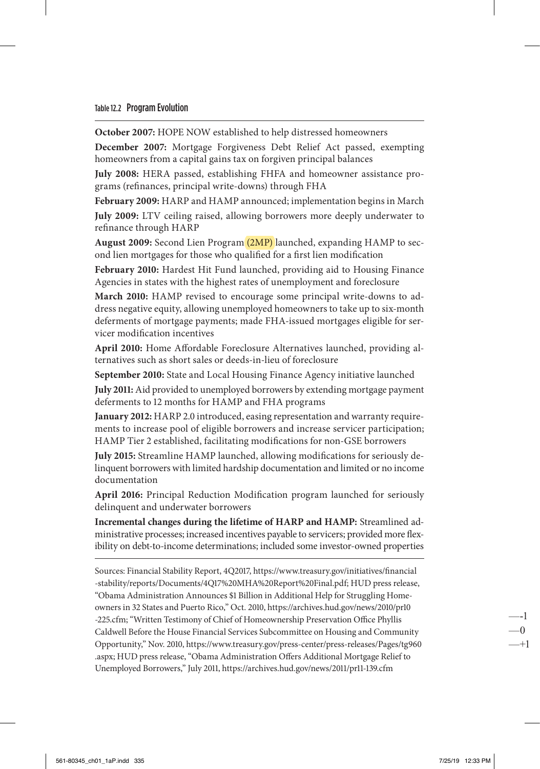Table 12.2 **Program Evolution**

**October 2007:** HOPE NOW established to help distressed homeowners

**December 2007:** Mortgage Forgiveness Debt Relief Act passed, exempting homeowners from a capital gains tax on forgiven principal balances

**July 2008:** HERA passed, establishing FHFA and homeowner assistance programs (refinances, principal write-downs) through FHA

**February 2009:** HARP and HAMP announced; implementation begins in March

**July 2009:** LTV ceiling raised, allowing borrowers more deeply underwater to refinance through HARP

**August 2009:** Second Lien Program (2MP) launched, expanding HAMP to second lien mortgages for those who qualified for a first lien modification

**February 2010:** Hardest Hit Fund launched, providing aid to Housing Finance Agencies in states with the highest rates of unemployment and foreclosure

**March 2010:** HAMP revised to encourage some principal write-downs to address negative equity, allowing unemployed homeowners to take up to six-month deferments of mortgage payments; made FHA-issued mortgages eligible for servicer modification incentives

**April 2010:** Home Affordable Foreclosure Alternatives launched, providing alternatives such as short sales or deeds-in-lieu of foreclosure

**September 2010:** State and Local Housing Finance Agency initiative launched

**July 2011:** Aid provided to unemployed borrowers by extending mortgage payment deferments to 12 months for HAMP and FHA programs

**January 2012:** HARP 2.0 introduced, easing representation and warranty requirements to increase pool of eligible borrowers and increase servicer participation; HAMP Tier 2 established, facilitating modifications for non-GSE borrowers

**July 2015:** Streamline HAMP launched, allowing modifications for seriously delinquent borrowers with limited hardship documentation and limited or no income documentation

**April 2016:** Principal Reduction Modification program launched for seriously delinquent and underwater borrowers

**Incremental changes during the lifetime of HARP and HAMP:** Streamlined administrative processes; increased incentives payable to servicers; provided more flexibility on debt-to-income determinations; included some investor-owned properties

Sources: Financial Stability Report, 4Q2017, https://www.treasury.gov/initiatives/financial-stability/reports/Documents/4Q17%20MHA%20Report%20Final.pdf; HUD press release, "Obama Administration Announces $1 Billion in Additional Help for Struggling Homeowners in 32 States and Puerto Rico," Oct. 2010, https://archives.hud.gov/news/2010/pr10-225.cfm; "Written Testimony of Chief of Homeownership Preservation Office Phyllis Caldwell Before the House Financial Services Subcommittee on Housing and Community Opportunity," Nov. 2010, https://www.treasury.gov/press-center/press-releases/Pages/tg960.aspx; HUD press release, "Obama Administration Offers Additional Mortgage Relief to Unemployed Borrowers," July 2011, https://archives.hud.gov/news/2011/pr11-139.cfm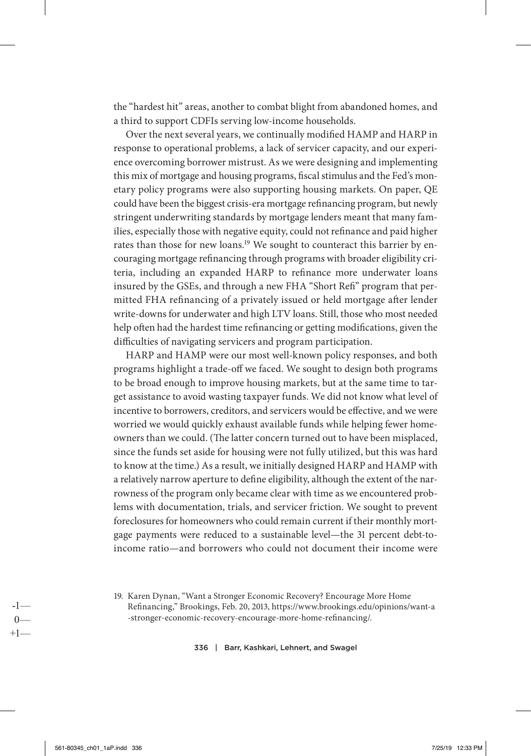the "hardest hit" areas, another to combat blight from abandoned homes, and a third to support CDFIs serving low-income households.

Over the next several years, we continually modified HAMP and HARP in response to operational problems, a lack of servicer capacity, and our experience overcoming borrower mistrust. As we were designing and implementing this mix of mortgage and housing programs, fiscal stimulus and the Fed's monetary policy programs were also supporting housing markets. On paper, QE could have been the biggest crisis-era mortgage refinancing program, but newly stringent underwriting standards by mortgage lenders meant that many families, especially those with negative equity, could not refinance and paid higher rates than those for new loans.[19] We sought to counteract this barrier by encouraging mortgage refinancing through programs with broader eligibility criteria, including an expanded HARP to refinance more underwater loans insured by the GSEs, and through a new FHA "Short Refi" program that permitted FHA refinancing of a privately issued or held mortgage after lender write-downs for underwater and high LTV loans. Still, those who most needed help often had the hardest time refinancing or getting modifications, given the difficulties of navigating servicers and program participation.

HARP and HAMP were our most well-known policy responses, and both programs highlight a trade-off we faced. We sought to design both programs to be broad enough to improve housing markets, but at the same time to target assistance to avoid wasting taxpayer funds. We did not know what level of incentive to borrowers, creditors, and servicers would be effective, and we were worried we would quickly exhaust available funds while helping fewer homeowners than we could. (The latter concern turned out to have been misplaced, since the funds set aside for housing were not fully utilized, but this was hard to know at the time.) As a result, we initially designed HARP and HAMP with a relatively narrow aperture to define eligibility, although the extent of the narrowness of the program only became clear with time as we encountered problems with documentation, trials, and servicer friction. We sought to prevent foreclosures for homeowners who could remain current if their monthly mortgage payments were reduced to a sustainable level—the 31 percent debt-to-income ratio—and borrowers who could not document their income were

19. Karen Dynan, "Want a Stronger Economic Recovery? Encourage More Home Refinancing," Brookings, Feb. 20, 2013, https://www.brookings.edu/opinions/want-a-stronger-economic-recovery-encourage-more-home-refinancing/.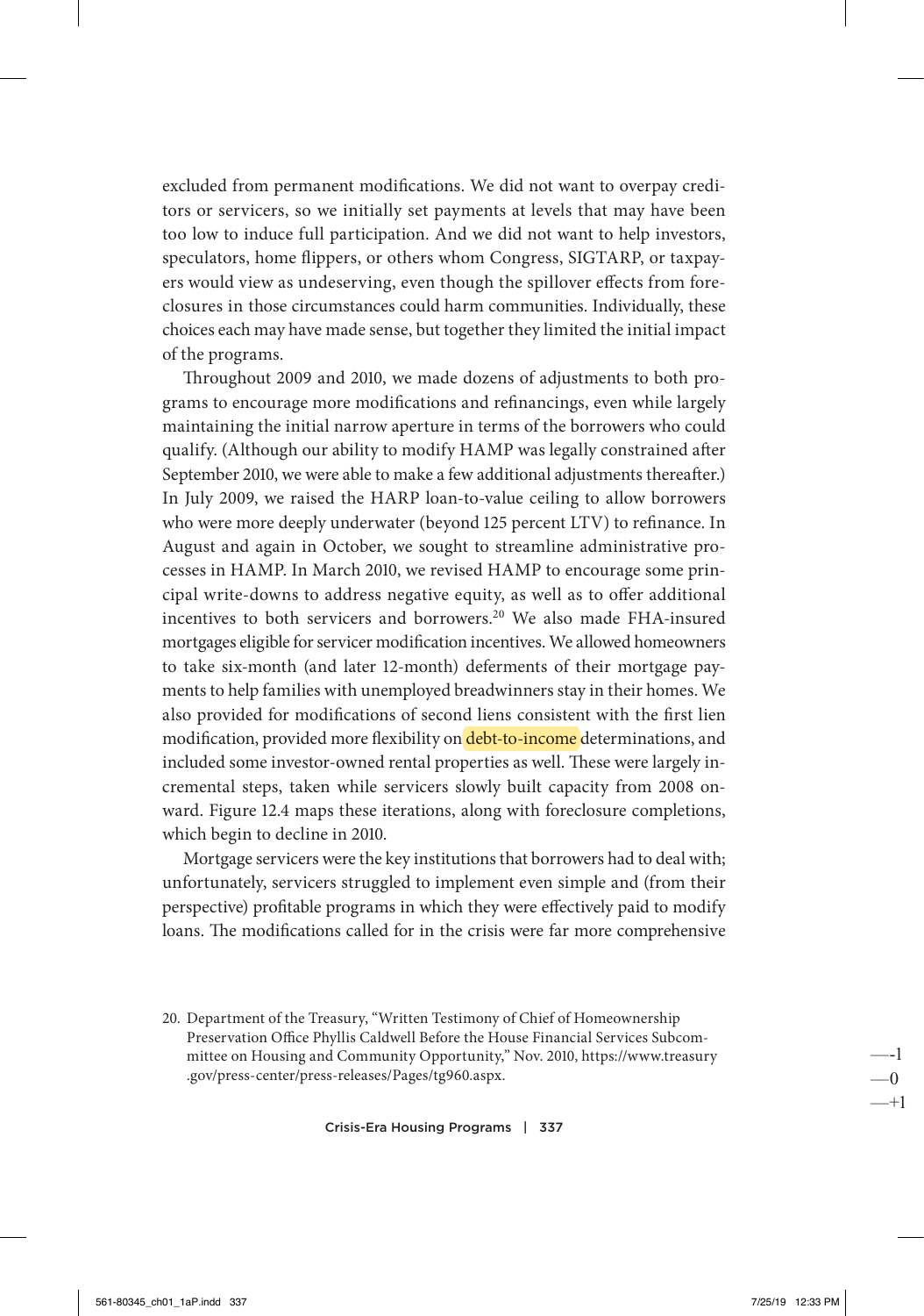excluded from permanent modifications. We did not want to overpay creditors or servicers, so we initially set payments at levels that may have been too low to induce full participation. And we did not want to help investors, speculators, home flippers, or others whom Congress, SIGTARP, or taxpayers would view as undeserving, even though the spillover effects from foreclosures in those circumstances could harm communities. Individually, these choices each may have made sense, but together they limited the initial impact of the programs.

Throughout 2009 and 2010, we made dozens of adjustments to both programs to encourage more modifications and refinancings, even while largely maintaining the initial narrow aperture in terms of the borrowers who could qualify. (Although our ability to modify HAMP was legally constrained after September 2010, we were able to make a few additional adjustments thereafter.) In July 2009, we raised the HARP loan-to-value ceiling to allow borrowers who were more deeply underwater (beyond 125 percent LTV) to refinance. In August and again in October, we sought to streamline administrative processes in HAMP. In March 2010, we revised HAMP to encourage some principal write-downs to address negative equity, as well as to offer additional incentives to both servicers and borrowers.[20] We also made FHA-insured mortgages eligible for servicer modification incentives. We allowed homeowners to take six-month (and later 12-month) deferments of their mortgage payments to help families with unemployed breadwinners stay in their homes. We also provided for modifications of second liens consistent with the first lien modification, provided more flexibility on debt-to-income determinations, and included some investor-owned rental properties as well. These were largely incremental steps, taken while servicers slowly built capacity from 2008 onward. Figure 12.4 maps these iterations, along with foreclosure completions, which begin to decline in 2010.

Mortgage servicers were the key institutions that borrowers had to deal with; unfortunately, servicers struggled to implement even simple and (from their perspective) profitable programs in which they were effectively paid to modify loans. The modifications called for in the crisis were far more comprehensive

20. Department of the Treasury, "Written Testimony of Chief of Homeownership Preservation Office Phyllis Caldwell Before the House Financial Services Subcommittee on Housing and Community Opportunity," Nov. 2010, https://www.treasury.gov/press-center/press-releases/Pages/tg960.aspx.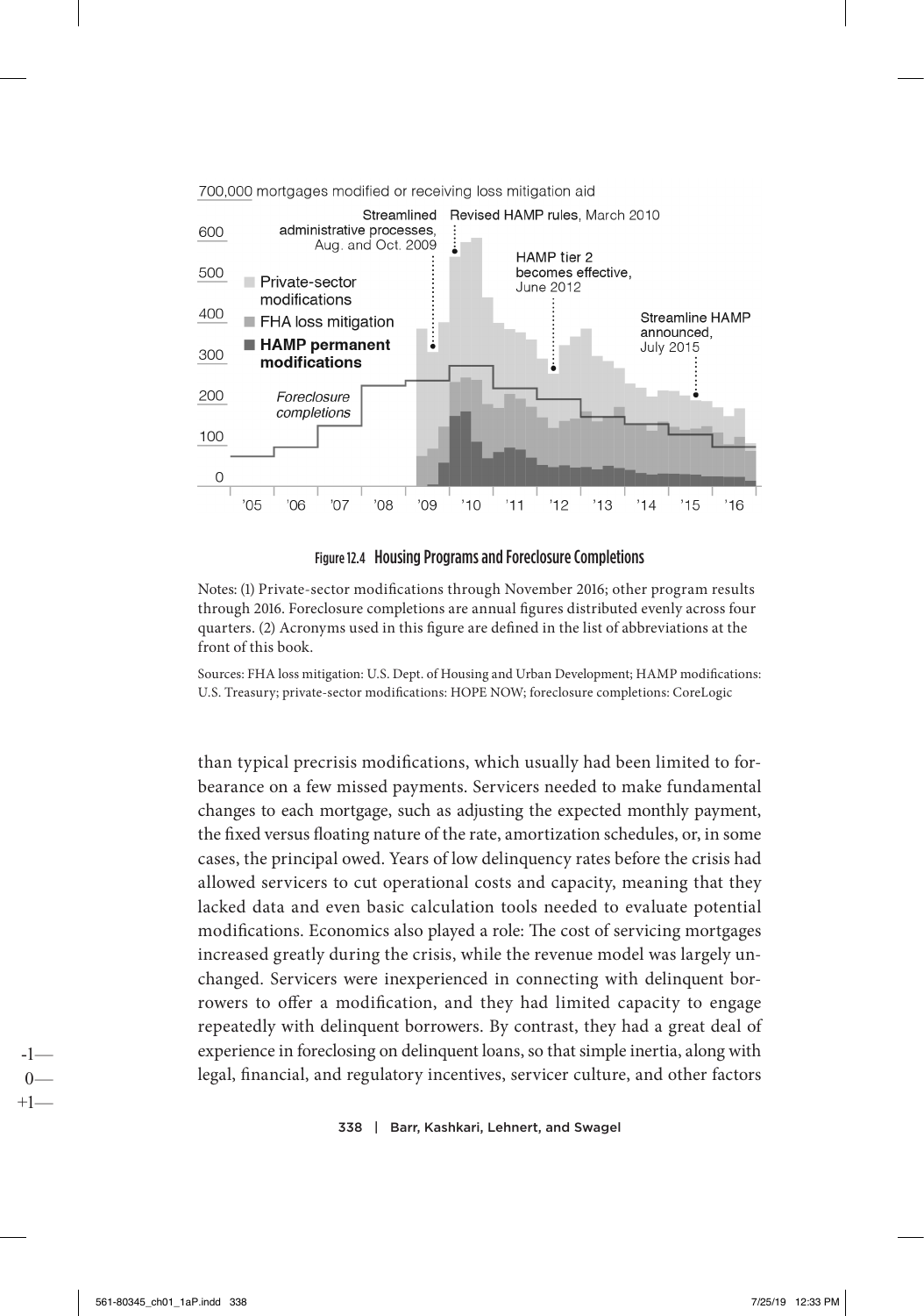700,000 mortgages modified or receiving loss mitigation aid

600

500

400

300

200

100

0

'05 '06 '07 '08 '09 '10 '11 '12 '13 '14 '15 '16

Streamlined administrative processes, Aug. and Oct. 2009

Revised HAMP rules, March 2010

HAMP tier 2 becomes effective, June 2012

Streamline HAMP announced, July 2015

Private-sector modifications

FHA loss mitigation

**HAMP permanent modifications**

*Foreclosure completions*

Figure 12.4 Housing Programs and Foreclosure Completions

Notes: (1) Private-sector modifications through November 2016; other program results through 2016. Foreclosure completions are annual figures distributed evenly across four quarters. (2) Acronyms used in this figure are defined in the list of abbreviations at the front of this book.

Sources: FHA loss mitigation: U.S. Dept. of Housing and Urban Development; HAMP modifications: U.S. Treasury; private-sector modifications: HOPE NOW; foreclosure completions: CoreLogic

than typical precrisis modifications, which usually had been limited to forbearance on a few missed payments. Servicers needed to make fundamental changes to each mortgage, such as adjusting the expected monthly payment, the fixed versus floating nature of the rate, amortization schedules, or, in some cases, the principal owed. Years of low delinquency rates before the crisis had allowed servicers to cut operational costs and capacity, meaning that they lacked data and even basic calculation tools needed to evaluate potential modifications. Economics also played a role: The cost of servicing mortgages increased greatly during the crisis, while the revenue model was largely unchanged. Servicers were inexperienced in connecting with delinquent borrowers to offer a modification, and they had limited capacity to engage repeatedly with delinquent borrowers. By contrast, they had a great deal of experience in foreclosing on delinquent loans, so that simple inertia, along with legal, financial, and regulatory incentives, servicer culture, and other factors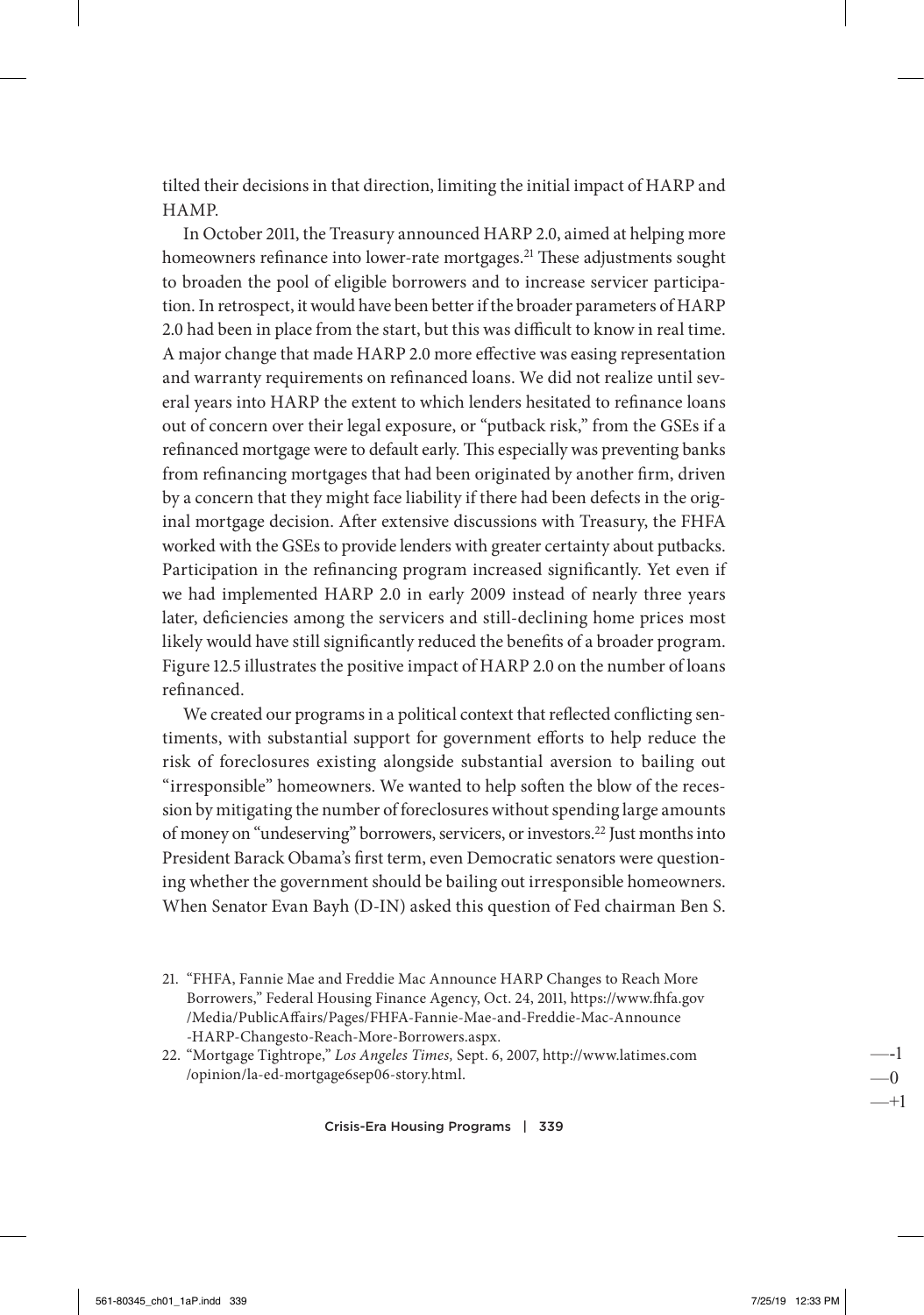tilted their decisions in that direction, limiting the initial impact of HARP and HAMP.

In October 2011, the Treasury announced HARP 2.0, aimed at helping more homeowners refinance into lower-rate mortgages.[21] These adjustments sought to broaden the pool of eligible borrowers and to increase servicer participation. In retrospect, it would have been better if the broader parameters of HARP 2.0 had been in place from the start, but this was difficult to know in real time. A major change that made HARP 2.0 more effective was easing representation and warranty requirements on refinanced loans. We did not realize until several years into HARP the extent to which lenders hesitated to refinance loans out of concern over their legal exposure, or "putback risk," from the GSEs if a refinanced mortgage were to default early. This especially was preventing banks from refinancing mortgages that had been originated by another firm, driven by a concern that they might face liability if there had been defects in the original mortgage decision. After extensive discussions with Treasury, the FHFA worked with the GSEs to provide lenders with greater certainty about putbacks. Participation in the refinancing program increased significantly. Yet even if we had implemented HARP 2.0 in early 2009 instead of nearly three years later, deficiencies among the servicers and still-declining home prices most likely would have still significantly reduced the benefits of a broader program. Figure 12.5 illustrates the positive impact of HARP 2.0 on the number of loans refinanced.

We created our programs in a political context that reflected conflicting sentiments, with substantial support for government efforts to help reduce the risk of foreclosures existing alongside substantial aversion to bailing out "irresponsible" homeowners. We wanted to help soften the blow of the recession by mitigating the number of foreclosures without spending large amounts of money on "undeserving" borrowers, servicers, or investors.[22] Just months into President Barack Obama's first term, even Democratic senators were questioning whether the government should be bailing out irresponsible homeowners. When Senator Evan Bayh (D-IN) asked this question of Fed chairman Ben S.

21. "FHFA, Fannie Mae and Freddie Mac Announce HARP Changes to Reach More Borrowers," Federal Housing Finance Agency, Oct. 24, 2011, https://www.fhfa.gov/Media/PublicAffairs/Pages/FHFA-Fannie-Mae-and-Freddie-Mac-Announce-HARP-Changesto-Reach-More-Borrowers.aspx.

22. "Mortgage Tightrope," *Los Angeles Times,* Sept. 6, 2007, http://www.latimes.com/opinion/la-ed-mortgage6sep06-story.html.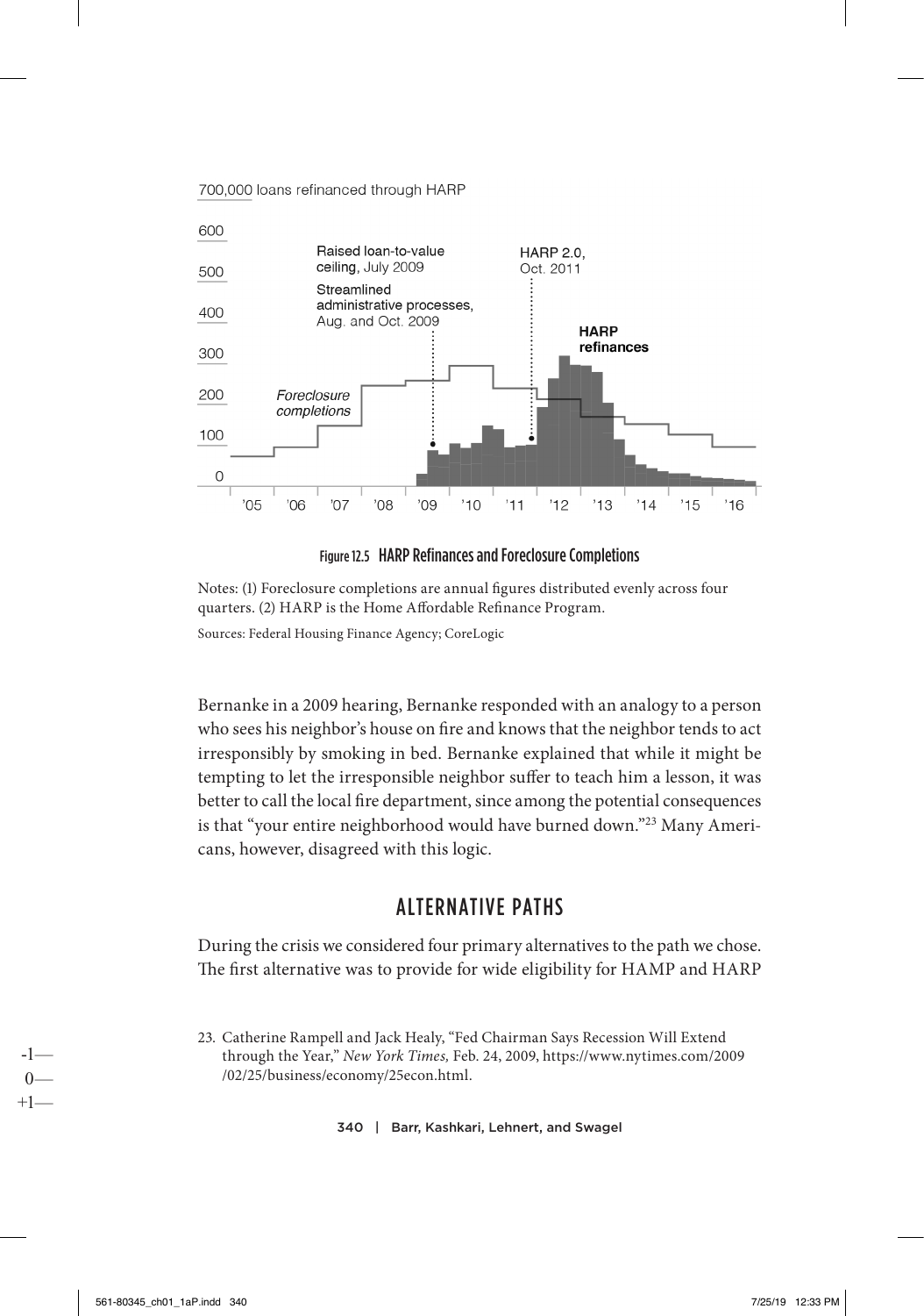700,000 loans refinanced through HARP

600

500

400

300

200

100

0

'05 '06 '07 '08 '09 '10 '11 '12 '13 '14 '15 '16

Raised loan-to-value ceiling, July 2009

Streamlined administrative processes, Aug. and Oct. 2009

HARP 2.0, Oct. 2011

HARP refinances

Foreclosure completions

Figure 12.5 HARP Refinances and Foreclosure Completions

Notes: (1) Foreclosure completions are annual figures distributed evenly across four quarters. (2) HARP is the Home Affordable Refinance Program.

Sources: Federal Housing Finance Agency; CoreLogic

Bernanke in a 2009 hearing, Bernanke responded with an analogy to a person who sees his neighbor's house on fire and knows that the neighbor tends to act irresponsibly by smoking in bed. Bernanke explained that while it might be tempting to let the irresponsible neighbor suffer to teach him a lesson, it was better to call the local fire department, since among the potential consequences is that "your entire neighborhood would have burned down."[23] Many Americans, however, disagreed with this logic.

## ALTERNATIVE PATHS

During the crisis we considered four primary alternatives to the path we chose. The first alternative was to provide for wide eligibility for HAMP and HARP

23. Catherine Rampell and Jack Healy, "Fed Chairman Says Recession Will Extend through the Year," *New York Times,* Feb. 24, 2009, https://www.nytimes.com/2009/02/25/business/economy/25econ.html.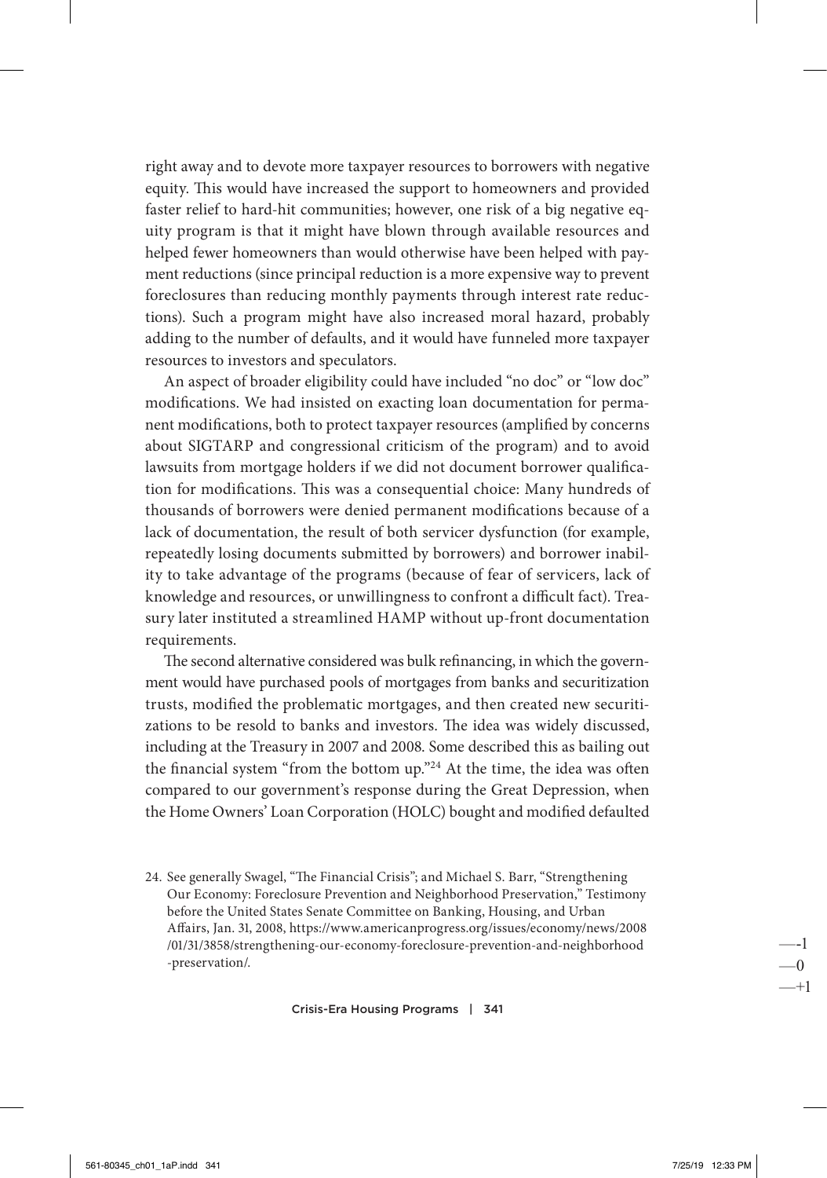right away and to devote more taxpayer resources to borrowers with negative equity. This would have increased the support to homeowners and provided faster relief to hard-hit communities; however, one risk of a big negative equity program is that it might have blown through available resources and helped fewer homeowners than would otherwise have been helped with payment reductions (since principal reduction is a more expensive way to prevent foreclosures than reducing monthly payments through interest rate reductions). Such a program might have also increased moral hazard, probably adding to the number of defaults, and it would have funneled more taxpayer resources to investors and speculators.

An aspect of broader eligibility could have included "no doc" or "low doc" modifications. We had insisted on exacting loan documentation for permanent modifications, both to protect taxpayer resources (amplified by concerns about SIGTARP and congressional criticism of the program) and to avoid lawsuits from mortgage holders if we did not document borrower qualification for modifications. This was a consequential choice: Many hundreds of thousands of borrowers were denied permanent modifications because of a lack of documentation, the result of both servicer dysfunction (for example, repeatedly losing documents submitted by borrowers) and borrower inability to take advantage of the programs (because of fear of servicers, lack of knowledge and resources, or unwillingness to confront a difficult fact). Treasury later instituted a streamlined HAMP without up-front documentation requirements.

The second alternative considered was bulk refinancing, in which the government would have purchased pools of mortgages from banks and securitization trusts, modified the problematic mortgages, and then created new securitizations to be resold to banks and investors. The idea was widely discussed, including at the Treasury in 2007 and 2008. Some described this as bailing out the financial system "from the bottom up."[24] At the time, the idea was often compared to our government's response during the Great Depression, when the Home Owners' Loan Corporation (HOLC) bought and modified defaulted

24. See generally Swagel, "The Financial Crisis"; and Michael S. Barr, "Strengthening Our Economy: Foreclosure Prevention and Neighborhood Preservation," Testimony before the United States Senate Committee on Banking, Housing, and Urban Affairs, Jan. 31, 2008, https://www.americanprogress.org/issues/economy/news/2008/01/31/3858/strengthening-our-economy-foreclosure-prevention-and-neighborhood-preservation/.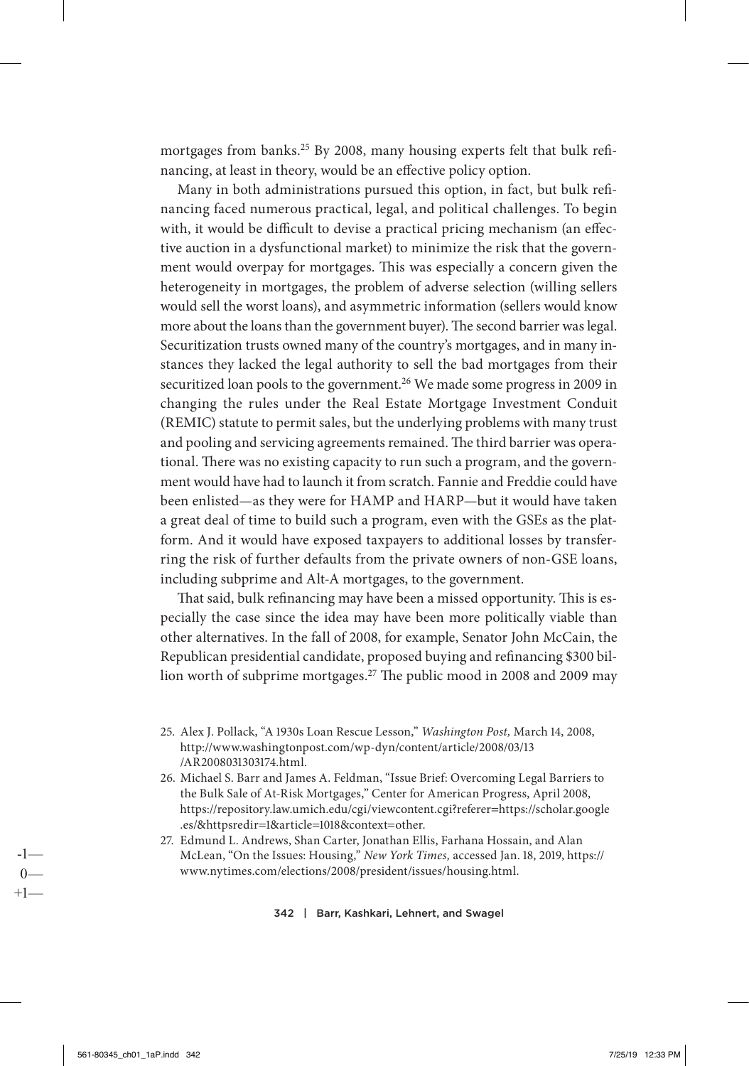mortgages from banks.[25] By 2008, many housing experts felt that bulk refinancing, at least in theory, would be an effective policy option.

Many in both administrations pursued this option, in fact, but bulk refinancing faced numerous practical, legal, and political challenges. To begin with, it would be difficult to devise a practical pricing mechanism (an effective auction in a dysfunctional market) to minimize the risk that the government would overpay for mortgages. This was especially a concern given the heterogeneity in mortgages, the problem of adverse selection (willing sellers would sell the worst loans), and asymmetric information (sellers would know more about the loans than the government buyer). The second barrier was legal. Securitization trusts owned many of the country's mortgages, and in many instances they lacked the legal authority to sell the bad mortgages from their securitized loan pools to the government.[26] We made some progress in 2009 in changing the rules under the Real Estate Mortgage Investment Conduit (REMIC) statute to permit sales, but the underlying problems with many trust and pooling and servicing agreements remained. The third barrier was operational. There was no existing capacity to run such a program, and the government would have had to launch it from scratch. Fannie and Freddie could have been enlisted—as they were for HAMP and HARP—but it would have taken a great deal of time to build such a program, even with the GSEs as the platform. And it would have exposed taxpayers to additional losses by transferring the risk of further defaults from the private owners of non-GSE loans, including subprime and Alt-A mortgages, to the government.

That said, bulk refinancing may have been a missed opportunity. This is especially the case since the idea may have been more politically viable than other alternatives. In the fall of 2008, for example, Senator John McCain, the Republican presidential candidate, proposed buying and refinancing $300 billion worth of subprime mortgages.[27] The public mood in 2008 and 2009 may

25. Alex J. Pollack, "A 1930s Loan Rescue Lesson," *Washington Post,* March 14, 2008, http://www.washingtonpost.com/wp-dyn/content/article/2008/03/13/AR2008031303174.html.

26. Michael S. Barr and James A. Feldman, "Issue Brief: Overcoming Legal Barriers to the Bulk Sale of At-Risk Mortgages," Center for American Progress, April 2008, https://repository.law.umich.edu/cgi/viewcontent.cgi?referer=https://scholar.google.es/&httpsredir=1&article=1018&context=other.

27. Edmund L. Andrews, Shan Carter, Jonathan Ellis, Farhana Hossain, and Alan McLean, "On the Issues: Housing," *New York Times,* accessed Jan. 18, 2019, https://www.nytimes.com/elections/2008/president/issues/housing.html.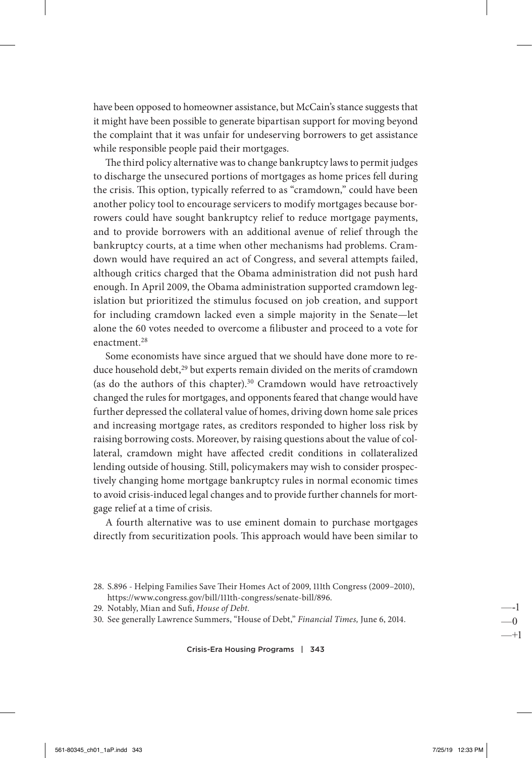have been opposed to homeowner assistance, but McCain's stance suggests that it might have been possible to generate bipartisan support for moving beyond the complaint that it was unfair for undeserving borrowers to get assistance while responsible people paid their mortgages.

The third policy alternative was to change bankruptcy laws to permit judges to discharge the unsecured portions of mortgages as home prices fell during the crisis. This option, typically referred to as "cramdown," could have been another policy tool to encourage servicers to modify mortgages because borrowers could have sought bankruptcy relief to reduce mortgage payments, and to provide borrowers with an additional avenue of relief through the bankruptcy courts, at a time when other mechanisms had problems. Cramdown would have required an act of Congress, and several attempts failed, although critics charged that the Obama administration did not push hard enough. In April 2009, the Obama administration supported cramdown legislation but prioritized the stimulus focused on job creation, and support for including cramdown lacked even a simple majority in the Senate—let alone the 60 votes needed to overcome a filibuster and proceed to a vote for enactment.[28]

Some economists have since argued that we should have done more to reduce household debt,[29] but experts remain divided on the merits of cramdown (as do the authors of this chapter).[30] Cramdown would have retroactively changed the rules for mortgages, and opponents feared that change would have further depressed the collateral value of homes, driving down home sale prices and increasing mortgage rates, as creditors responded to higher loss risk by raising borrowing costs. Moreover, by raising questions about the value of collateral, cramdown might have affected credit conditions in collateralized lending outside of housing. Still, policymakers may wish to consider prospectively changing home mortgage bankruptcy rules in normal economic times to avoid crisis-induced legal changes and to provide further channels for mortgage relief at a time of crisis.

A fourth alternative was to use eminent domain to purchase mortgages directly from securitization pools. This approach would have been similar to

28. S.896 - Helping Families Save Their Homes Act of 2009, 111th Congress (2009–2010), https://www.congress.gov/bill/111th-congress/senate-bill/896.

29. Notably, Mian and Sufi, *House of Debt.*

30. See generally Lawrence Summers, "House of Debt," *Financial Times,* June 6, 2014.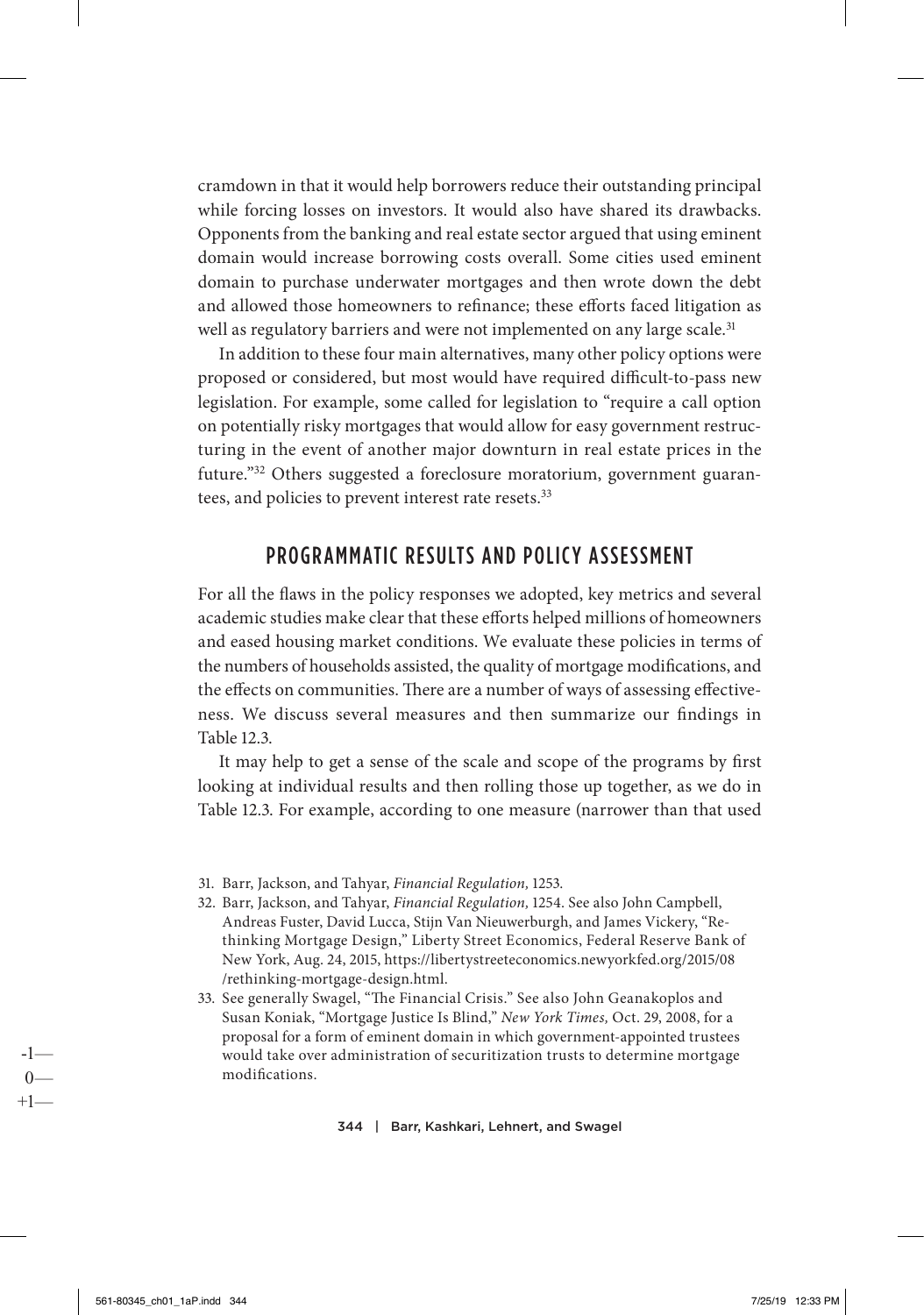cramdown in that it would help borrowers reduce their outstanding principal while forcing losses on investors. It would also have shared its drawbacks. Opponents from the banking and real estate sector argued that using eminent domain would increase borrowing costs overall. Some cities used eminent domain to purchase underwater mortgages and then wrote down the debt and allowed those homeowners to refinance; these efforts faced litigation as well as regulatory barriers and were not implemented on any large scale.[31]

In addition to these four main alternatives, many other policy options were proposed or considered, but most would have required difficult-to-pass new legislation. For example, some called for legislation to "require a call option on potentially risky mortgages that would allow for easy government restructuring in the event of another major downturn in real estate prices in the future."[32] Others suggested a foreclosure moratorium, government guarantees, and policies to prevent interest rate resets.[33]

## PROGRAMMATIC RESULTS AND POLICY ASSESSMENT

For all the flaws in the policy responses we adopted, key metrics and several academic studies make clear that these efforts helped millions of homeowners and eased housing market conditions. We evaluate these policies in terms of the numbers of households assisted, the quality of mortgage modifications, and the effects on communities. There are a number of ways of assessing effectiveness. We discuss several measures and then summarize our findings in Table 12.3.

It may help to get a sense of the scale and scope of the programs by first looking at individual results and then rolling those up together, as we do in Table 12.3. For example, according to one measure (narrower than that used

31. Barr, Jackson, and Tahyar, *Financial Regulation,* 1253.

32. Barr, Jackson, and Tahyar, *Financial Regulation,* 1254. See also John Campbell, Andreas Fuster, David Lucca, Stijn Van Nieuwerburgh, and James Vickery, "Rethinking Mortgage Design," Liberty Street Economics, Federal Reserve Bank of New York, Aug. 24, 2015, https://libertystreeteconomics.newyorkfed.org/2015/08/rethinking-mortgage-design.html.

33. See generally Swagel, "The Financial Crisis." See also John Geanakoplos and Susan Koniak, "Mortgage Justice Is Blind," *New York Times,* Oct. 29, 2008, for a proposal for a form of eminent domain in which government-appointed trustees would take over administration of securitization trusts to determine mortgage modifications.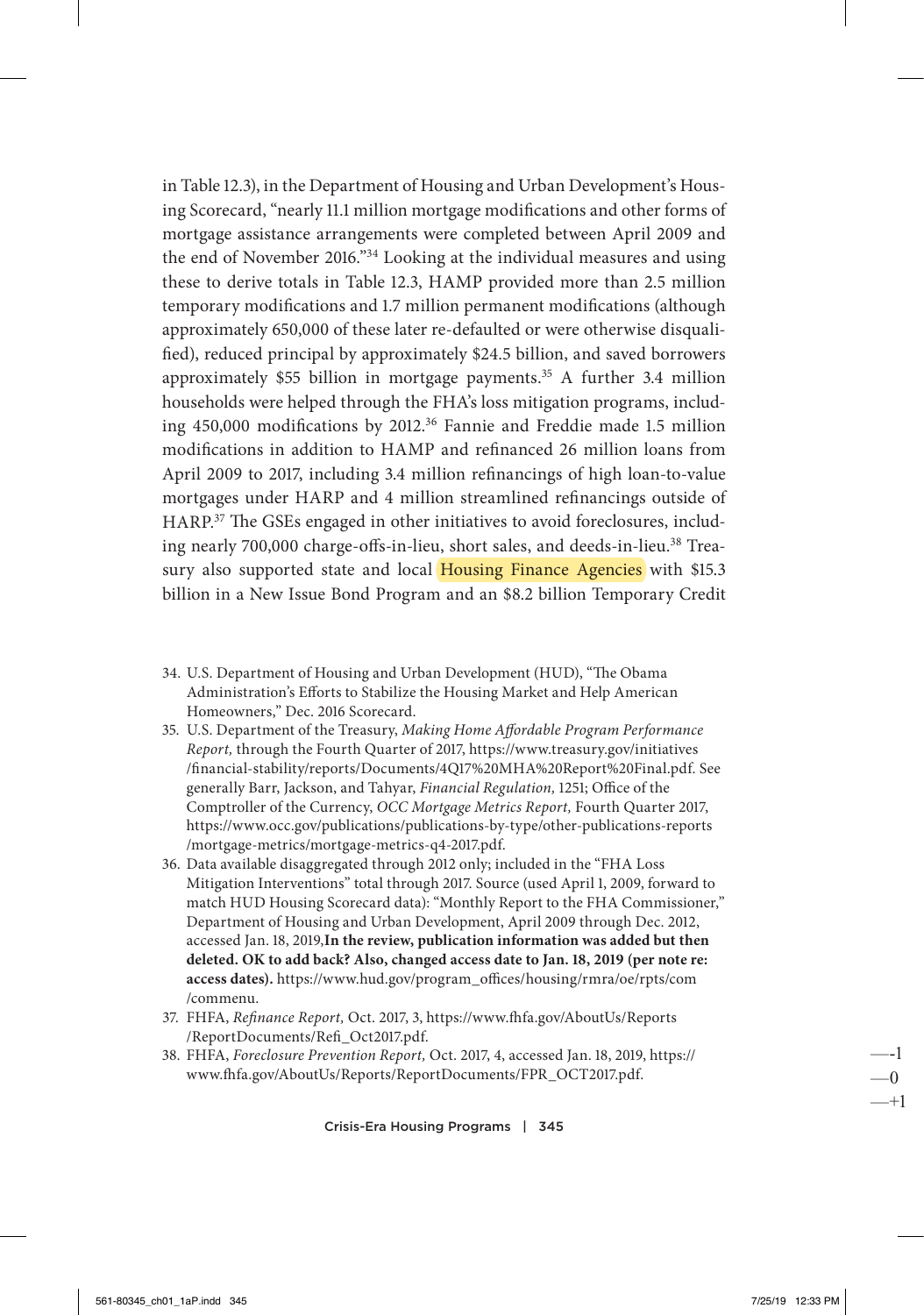in Table 12.3), in the Department of Housing and Urban Development's Housing Scorecard, "nearly 11.1 million mortgage modifications and other forms of mortgage assistance arrangements were completed between April 2009 and the end of November 2016."[34] Looking at the individual measures and using these to derive totals in Table 12.3, HAMP provided more than 2.5 million temporary modifications and 1.7 million permanent modifications (although approximately 650,000 of these later re-defaulted or were otherwise disqualified), reduced principal by approximately $24.5 billion, and saved borrowers approximately $55 billion in mortgage payments.[35] A further 3.4 million households were helped through the FHA's loss mitigation programs, including 450,000 modifications by 2012.[36] Fannie and Freddie made 1.5 million modifications in addition to HAMP and refinanced 26 million loans from April 2009 to 2017, including 3.4 million refinancings of high loan-to-value mortgages under HARP and 4 million streamlined refinancings outside of HARP.[37] The GSEs engaged in other initiatives to avoid foreclosures, including nearly 700,000 charge-offs-in-lieu, short sales, and deeds-in-lieu.[38] Treasury also supported state and local Housing Finance Agencies with $15.3 billion in a New Issue Bond Program and an $8.2 billion Temporary Credit

34. U.S. Department of Housing and Urban Development (HUD), "The Obama Administration's Efforts to Stabilize the Housing Market and Help American Homeowners," Dec. 2016 Scorecard.
35. U.S. Department of the Treasury, *Making Home Affordable Program Performance Report,* through the Fourth Quarter of 2017, https://www.treasury.gov/initiatives/financial-stability/reports/Documents/4Q17%20MHA%20Report%20Final.pdf. See generally Barr, Jackson, and Tahyar, *Financial Regulation,* 1251; Office of the Comptroller of the Currency, *OCC Mortgage Metrics Report,* Fourth Quarter 2017, https://www.occ.gov/publications/publications-by-type/other-publications-reports/mortgage-metrics/mortgage-metrics-q4-2017.pdf.
36. Data available disaggregated through 2012 only; included in the "FHA Loss Mitigation Interventions" total through 2017. Source (used April 1, 2009, forward to match HUD Housing Scorecard data): "Monthly Report to the FHA Commissioner," Department of Housing and Urban Development, April 2009 through Dec. 2012, accessed Jan. 18, 2019,**In the review, publication information was added but then deleted. OK to add back? Also, changed access date to Jan. 18, 2019 (per note re: access dates).** https://www.hud.gov/program_offices/housing/rmra/oe/rpts/com/commenu.
37. FHFA, *Refinance Report,* Oct. 2017, 3, https://www.fhfa.gov/AboutUs/Reports/ReportDocuments/Refi_Oct2017.pdf.
38. FHFA, *Foreclosure Prevention Report,* Oct. 2017, 4, accessed Jan. 18, 2019, https://www.fhfa.gov/AboutUs/Reports/ReportDocuments/FPR_OCT2017.pdf.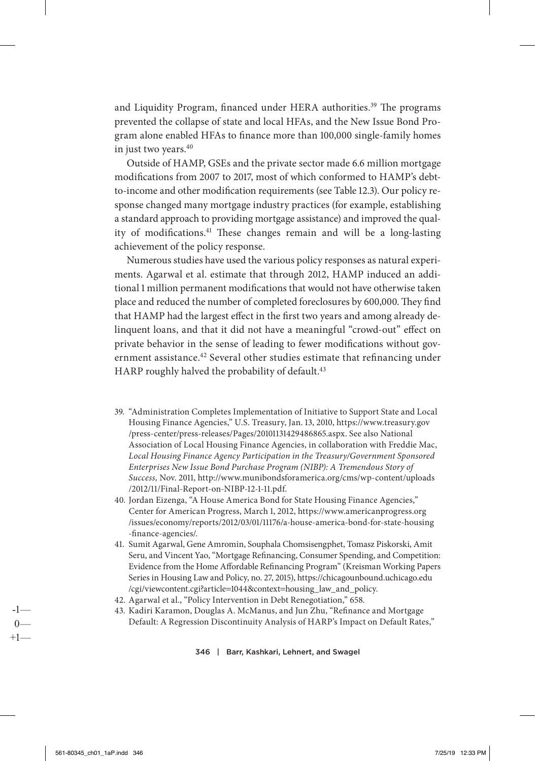and Liquidity Program, financed under HERA authorities.[39] The programs prevented the collapse of state and local HFAs, and the New Issue Bond Program alone enabled HFAs to finance more than 100,000 single-family homes in just two years.[40]

Outside of HAMP, GSEs and the private sector made 6.6 million mortgage modifications from 2007 to 2017, most of which conformed to HAMP's debt-to-income and other modification requirements (see Table 12.3). Our policy response changed many mortgage industry practices (for example, establishing a standard approach to providing mortgage assistance) and improved the quality of modifications.[41] These changes remain and will be a long-lasting achievement of the policy response.

Numerous studies have used the various policy responses as natural experiments. Agarwal et al. estimate that through 2012, HAMP induced an additional 1 million permanent modifications that would not have otherwise taken place and reduced the number of completed foreclosures by 600,000. They find that HAMP had the largest effect in the first two years and among already delinquent loans, and that it did not have a meaningful "crowd-out" effect on private behavior in the sense of leading to fewer modifications without government assistance.[42] Several other studies estimate that refinancing under HARP roughly halved the probability of default.[43]

39. "Administration Completes Implementation of Initiative to Support State and Local Housing Finance Agencies," U.S. Treasury, Jan. 13, 2010, https://www.treasury.gov/press-center/press-releases/Pages/20101131429486865.aspx. See also National Association of Local Housing Finance Agencies, in collaboration with Freddie Mac, *Local Housing Finance Agency Participation in the Treasury/Government Sponsored Enterprises New Issue Bond Purchase Program (NIBP): A Tremendous Story of Success,* Nov. 2011, http://www.munibondsforamerica.org/cms/wp-content/uploads/2012/11/Final-Report-on-NIBP-12-1-11.pdf.
40. Jordan Eizenga, "A House America Bond for State Housing Finance Agencies," Center for American Progress, March 1, 2012, https://www.americanprogress.org/issues/economy/reports/2012/03/01/11176/a-house-america-bond-for-state-housing-finance-agencies/.
41. Sumit Agarwal, Gene Amromin, Souphala Chomsisengphet, Tomasz Piskorski, Amit Seru, and Vincent Yao, "Mortgage Refinancing, Consumer Spending, and Competition: Evidence from the Home Affordable Refinancing Program" (Kreisman Working Papers Series in Housing Law and Policy, no. 27, 2015), https://chicagounbound.uchicago.edu/cgi/viewcontent.cgi?article=1044&context=housing_law_and_policy.
42. Agarwal et al., "Policy Intervention in Debt Renegotiation," 658.
43. Kadiri Karamon, Douglas A. McManus, and Jun Zhu, "Refinance and Mortgage Default: A Regression Discontinuity Analysis of HARP's Impact on Default Rates,"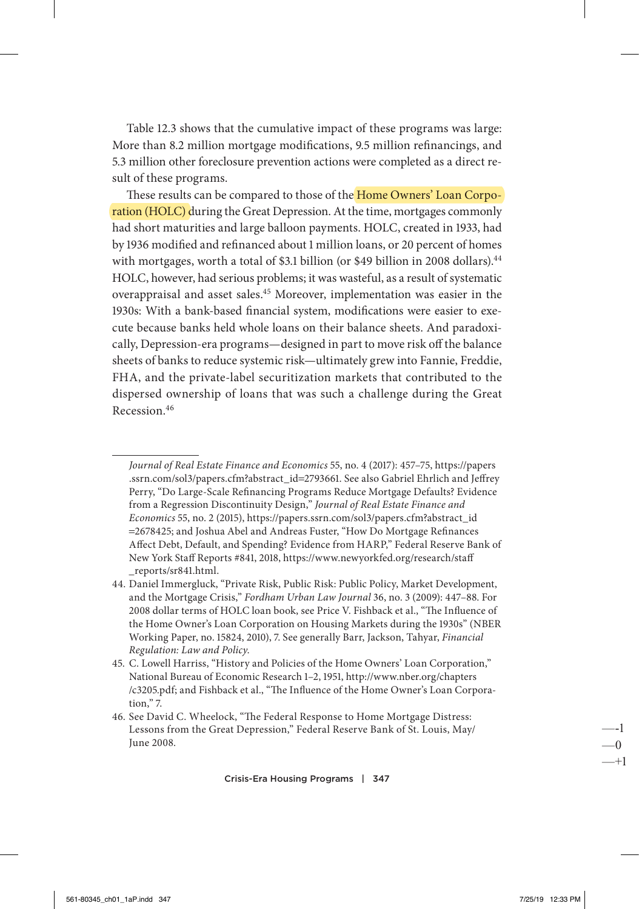Table 12.3 shows that the cumulative impact of these programs was large: More than 8.2 million mortgage modifications, 9.5 million refinancings, and 5.3 million other foreclosure prevention actions were completed as a direct result of these programs.

These results can be compared to those of the Home Owners' Loan Corporation (HOLC) during the Great Depression. At the time, mortgages commonly had short maturities and large balloon payments. HOLC, created in 1933, had by 1936 modified and refinanced about 1 million loans, or 20 percent of homes with mortgages, worth a total of $3.1 billion (or $49 billion in 2008 dollars).[44] HOLC, however, had serious problems; it was wasteful, as a result of systematic overappraisal and asset sales.[45] Moreover, implementation was easier in the 1930s: With a bank-based financial system, modifications were easier to execute because banks held whole loans on their balance sheets. And paradoxically, Depression-era programs—designed in part to move risk off the balance sheets of banks to reduce systemic risk—ultimately grew into Fannie, Freddie, FHA, and the private-label securitization markets that contributed to the dispersed ownership of loans that was such a challenge during the Great Recession.[46]

---

*Journal of Real Estate Finance and Economics* 55, no. 4 (2017): 457–75, https://papers.ssrn.com/sol3/papers.cfm?abstract_id=2793661. See also Gabriel Ehrlich and Jeffrey Perry, "Do Large-Scale Refinancing Programs Reduce Mortgage Defaults? Evidence from a Regression Discontinuity Design," *Journal of Real Estate Finance and Economics* 55, no. 2 (2015), https://papers.ssrn.com/sol3/papers.cfm?abstract_id=2678425; and Joshua Abel and Andreas Fuster, "How Do Mortgage Refinances Affect Debt, Default, and Spending? Evidence from HARP," Federal Reserve Bank of New York Staff Reports #841, 2018, https://www.newyorkfed.org/research/staff_reports/sr841.html.

44. Daniel Immergluck, "Private Risk, Public Risk: Public Policy, Market Development, and the Mortgage Crisis," *Fordham Urban Law Journal* 36, no. 3 (2009): 447–88. For 2008 dollar terms of HOLC loan book, see Price V. Fishback et al., "The Influence of the Home Owner's Loan Corporation on Housing Markets during the 1930s" (NBER Working Paper, no. 15824, 2010), 7. See generally Barr, Jackson, Tahyar, *Financial Regulation: Law and Policy*.

45. C. Lowell Harriss, "History and Policies of the Home Owners' Loan Corporation," National Bureau of Economic Research 1–2, 1951, http://www.nber.org/chapters/c3205.pdf; and Fishback et al., "The Influence of the Home Owner's Loan Corporation," 7.

46. See David C. Wheelock, "The Federal Response to Home Mortgage Distress: Lessons from the Great Depression," Federal Reserve Bank of St. Louis, May/June 2008.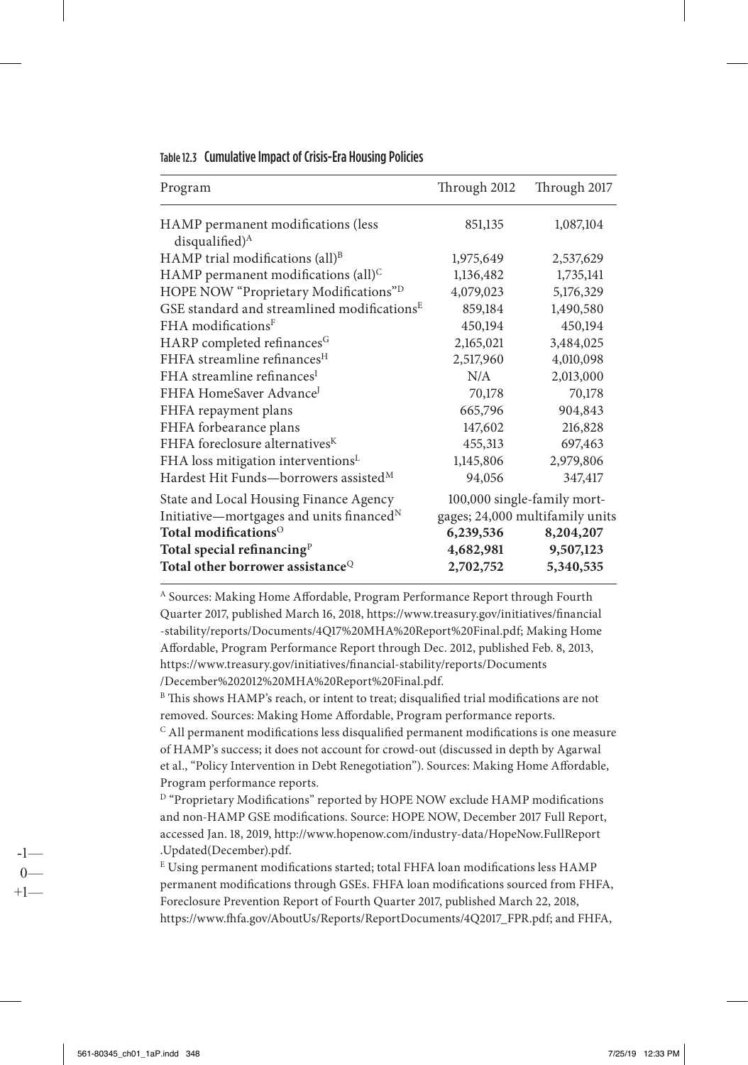Table 12.3 Cumulative Impact of Crisis-Era Housing Policies

| Program | Through 2012 | Through 2017 |
|---|---|---|
| HAMP permanent modifications (less disqualified)[A] | 851,135 | 1,087,104 |
| HAMP trial modifications (all)[B] | 1,975,649 | 2,537,629 |
| HAMP permanent modifications (all)[C] | 1,136,482 | 1,735,141 |
| HOPE NOW "Proprietary Modifications"[D] | 4,079,023 | 5,176,329 |
| GSE standard and streamlined modifications[E] | 859,184 | 1,490,580 |
| FHA modifications[F] | 450,194 | 450,194 |
| HARP completed refinances[G] | 2,165,021 | 3,484,025 |
| FHFA streamline refinances[H] | 2,517,960 | 4,010,098 |
| FHA streamline refinances[I] | N/A | 2,013,000 |
| FHFA HomeSaver Advance[J] | 70,178 | 70,178 |
| FHFA repayment plans | 665,796 | 904,843 |
| FHFA forbearance plans | 147,602 | 216,828 |
| FHFA foreclosure alternatives[K] | 455,313 | 697,463 |
| FHA loss mitigation interventions[L] | 1,145,806 | 2,979,806 |
| Hardest Hit Funds—borrowers assisted[M] | 94,056 | 347,417 |
| State and Local Housing Finance Agency Initiative—mortgages and units financed[N] | 100,000 single-family mortgages; 24,000 multifamily units | |
| **Total modifications**[O] | **6,239,536** | **8,204,207** |
| **Total special refinancing**[P] | **4,682,981** | **9,507,123** |
| **Total other borrower assistance**[Q] | **2,702,752** | **5,340,535** |

[A] Sources: Making Home Affordable, Program Performance Report through Fourth Quarter 2017, published March 16, 2018, https://www.treasury.gov/initiatives/financial-stability/reports/Documents/4Q17%20MHA%20Report%20Final.pdf; Making Home Affordable, Program Performance Report through Dec. 2012, published Feb. 8, 2013, https://www.treasury.gov/initiatives/financial-stability/reports/Documents/December%202012%20MHA%20Report%20Final.pdf.

[B] This shows HAMP's reach, or intent to treat; disqualified trial modifications are not removed. Sources: Making Home Affordable, Program performance reports.

[C] All permanent modifications less disqualified permanent modifications is one measure of HAMP's success; it does not account for crowd-out (discussed in depth by Agarwal et al., "Policy Intervention in Debt Renegotiation"). Sources: Making Home Affordable, Program performance reports.

[D] "Proprietary Modifications" reported by HOPE NOW exclude HAMP modifications and non-HAMP GSE modifications. Source: HOPE NOW, December 2017 Full Report, accessed Jan. 18, 2019, http://www.hopenow.com/industry-data/HopeNow.FullReport.Updated(December).pdf.

[E] Using permanent modifications started; total FHFA loan modifications less HAMP permanent modifications through GSEs. FHFA loan modifications sourced from FHFA, Foreclosure Prevention Report of Fourth Quarter 2017, published March 22, 2018, https://www.fhfa.gov/AboutUs/Reports/ReportDocuments/4Q2017_FPR.pdf; and FHFA,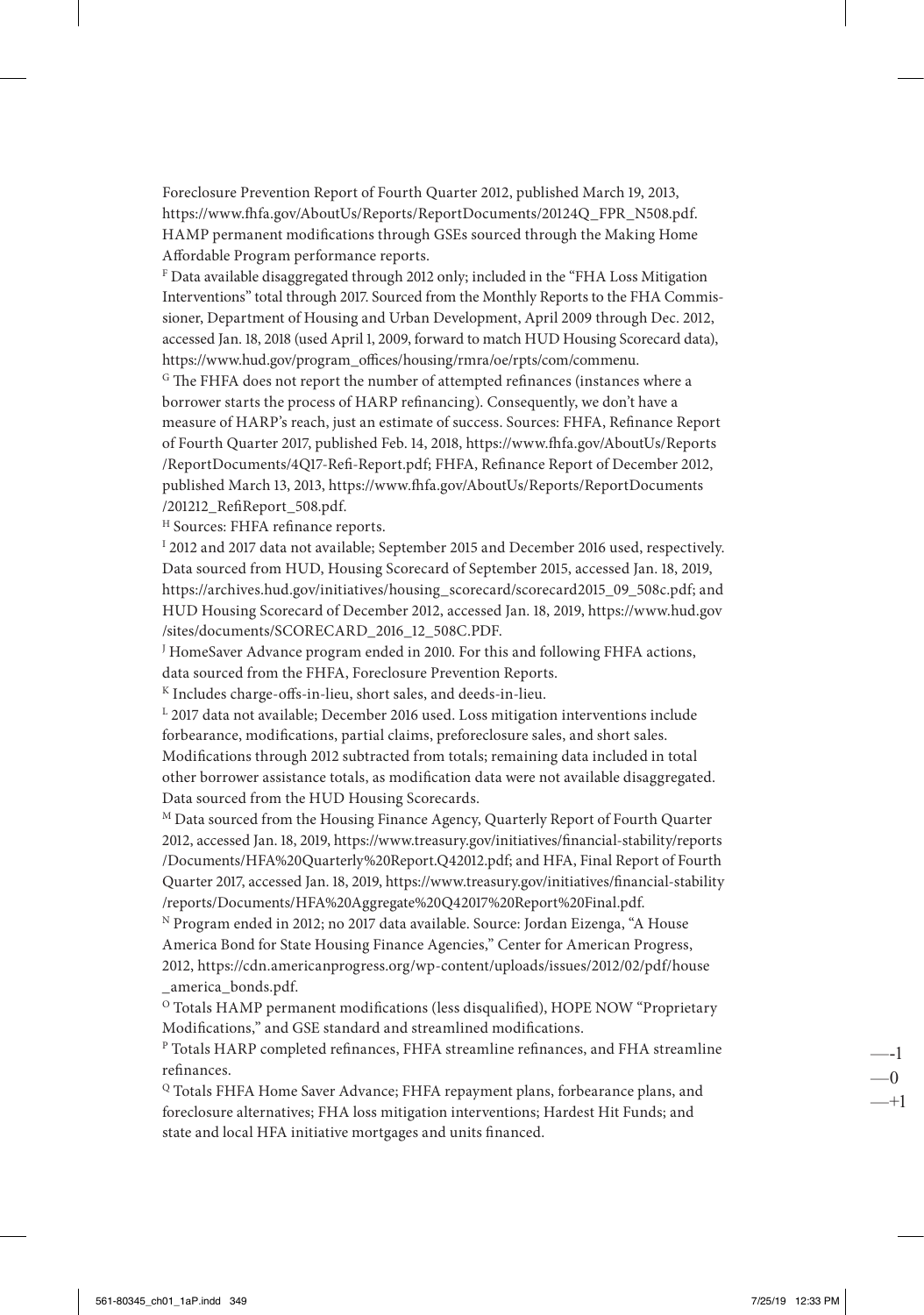Foreclosure Prevention Report of Fourth Quarter 2012, published March 19, 2013, https://www.fhfa.gov/AboutUs/Reports/ReportDocuments/20124Q_FPR_N508.pdf. HAMP permanent modifications through GSEs sourced through the Making Home Affordable Program performance reports.

[F] Data available disaggregated through 2012 only; included in the "FHA Loss Mitigation Interventions" total through 2017. Sourced from the Monthly Reports to the FHA Commissioner, Department of Housing and Urban Development, April 2009 through Dec. 2012, accessed Jan. 18, 2018 (used April 1, 2009, forward to match HUD Housing Scorecard data), https://www.hud.gov/program_offices/housing/rmra/oe/rpts/com/commenu.

[G] The FHFA does not report the number of attempted refinances (instances where a borrower starts the process of HARP refinancing). Consequently, we don't have a measure of HARP's reach, just an estimate of success. Sources: FHFA, Refinance Report of Fourth Quarter 2017, published Feb. 14, 2018, https://www.fhfa.gov/AboutUs/Reports/ReportDocuments/4Q17-Refi-Report.pdf; FHFA, Refinance Report of December 2012, published March 13, 2013, https://www.fhfa.gov/AboutUs/Reports/ReportDocuments/201212_RefiReport_508.pdf.

[H] Sources: FHFA refinance reports.

[I] 2012 and 2017 data not available; September 2015 and December 2016 used, respectively. Data sourced from HUD, Housing Scorecard of September 2015, accessed Jan. 18, 2019, https://archives.hud.gov/initiatives/housing_scorecard/scorecard2015_09_508c.pdf; and HUD Housing Scorecard of December 2012, accessed Jan. 18, 2019, https://www.hud.gov/sites/documents/SCORECARD_2016_12_508C.PDF.

[J] HomeSaver Advance program ended in 2010. For this and following FHFA actions, data sourced from the FHFA, Foreclosure Prevention Reports.

[K] Includes charge-offs-in-lieu, short sales, and deeds-in-lieu.

[L] 2017 data not available; December 2016 used. Loss mitigation interventions include forbearance, modifications, partial claims, preforeclosure sales, and short sales. Modifications through 2012 subtracted from totals; remaining data included in total other borrower assistance totals, as modification data were not available disaggregated. Data sourced from the HUD Housing Scorecards.

[M] Data sourced from the Housing Finance Agency, Quarterly Report of Fourth Quarter 2012, accessed Jan. 18, 2019, https://www.treasury.gov/initiatives/financial-stability/reports/Documents/HFA%20Quarterly%20Report.Q42012.pdf; and HFA, Final Report of Fourth Quarter 2017, accessed Jan. 18, 2019, https://www.treasury.gov/initiatives/financial-stability/reports/Documents/HFA%20Aggregate%20Q42017%20Report%20Final.pdf.

[N] Program ended in 2012; no 2017 data available. Source: Jordan Eizenga, "A House America Bond for State Housing Finance Agencies," Center for American Progress, 2012, https://cdn.americanprogress.org/wp-content/uploads/issues/2012/02/pdf/house_america_bonds.pdf.

[O] Totals HAMP permanent modifications (less disqualified), HOPE NOW "Proprietary Modifications," and GSE standard and streamlined modifications.

[P] Totals HARP completed refinances, FHFA streamline refinances, and FHA streamline refinances.

[Q] Totals FHFA Home Saver Advance; FHFA repayment plans, forbearance plans, and foreclosure alternatives; FHA loss mitigation interventions; Hardest Hit Funds; and state and local HFA initiative mortgages and units financed.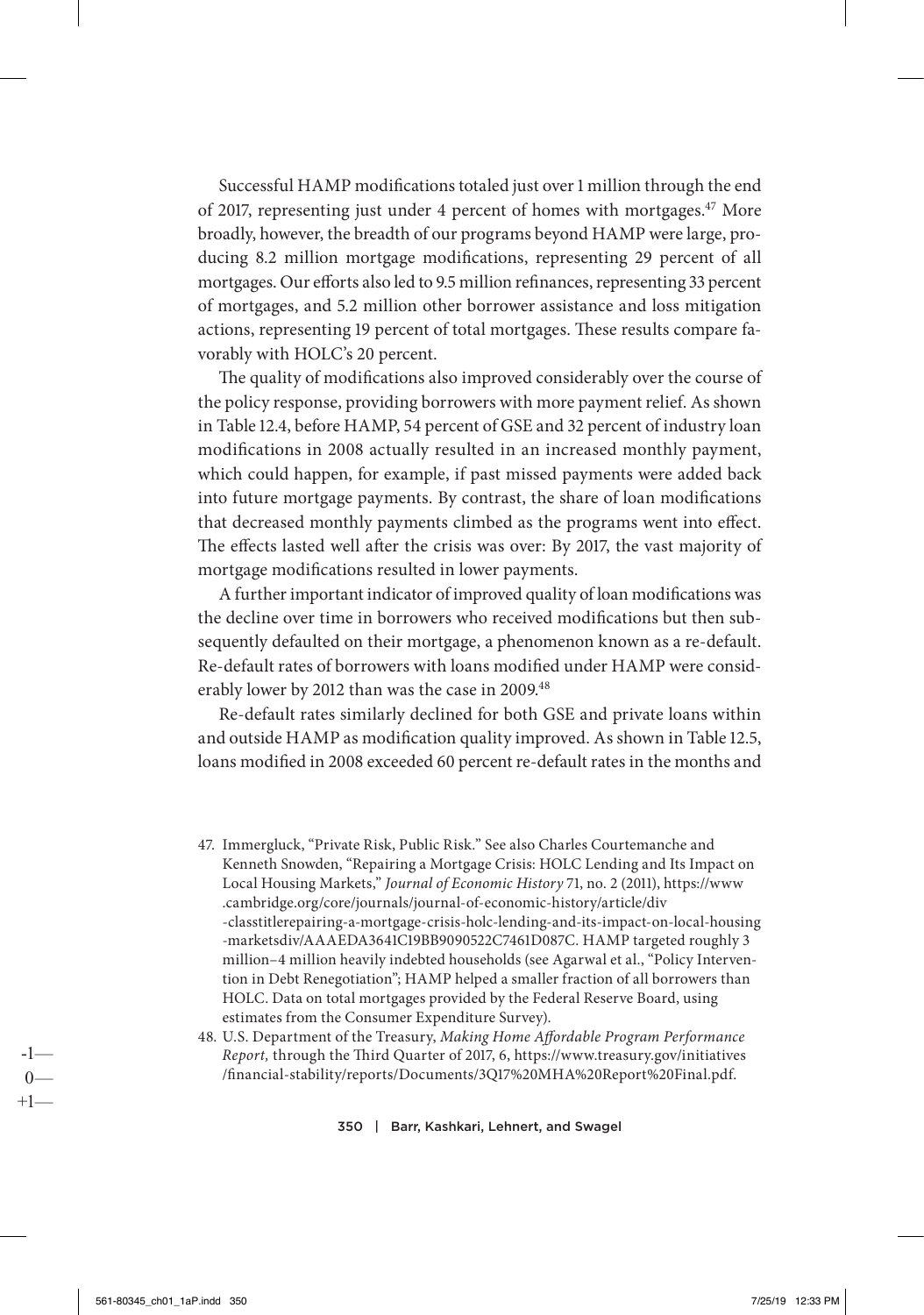Successful HAMP modifications totaled just over 1 million through the end of 2017, representing just under 4 percent of homes with mortgages.[47] More broadly, however, the breadth of our programs beyond HAMP were large, producing 8.2 million mortgage modifications, representing 29 percent of all mortgages. Our efforts also led to 9.5 million refinances, representing 33 percent of mortgages, and 5.2 million other borrower assistance and loss mitigation actions, representing 19 percent of total mortgages. These results compare favorably with HOLC's 20 percent.

The quality of modifications also improved considerably over the course of the policy response, providing borrowers with more payment relief. As shown in Table 12.4, before HAMP, 54 percent of GSE and 32 percent of industry loan modifications in 2008 actually resulted in an increased monthly payment, which could happen, for example, if past missed payments were added back into future mortgage payments. By contrast, the share of loan modifications that decreased monthly payments climbed as the programs went into effect. The effects lasted well after the crisis was over: By 2017, the vast majority of mortgage modifications resulted in lower payments.

A further important indicator of improved quality of loan modifications was the decline over time in borrowers who received modifications but then subsequently defaulted on their mortgage, a phenomenon known as a re-default. Re-default rates of borrowers with loans modified under HAMP were considerably lower by 2012 than was the case in 2009.[48]

Re-default rates similarly declined for both GSE and private loans within and outside HAMP as modification quality improved. As shown in Table 12.5, loans modified in 2008 exceeded 60 percent re-default rates in the months and

47. Immergluck, "Private Risk, Public Risk." See also Charles Courtemanche and Kenneth Snowden, "Repairing a Mortgage Crisis: HOLC Lending and Its Impact on Local Housing Markets," *Journal of Economic History* 71, no. 2 (2011), https://www.cambridge.org/core/journals/journal-of-economic-history/article/div-classtitlerepairing-a-mortgage-crisis-holc-lending-and-its-impact-on-local-housing-marketsdiv/AAAEDA3641C19BB9090522C7461D087C. HAMP targeted roughly 3 million–4 million heavily indebted households (see Agarwal et al., "Policy Intervention in Debt Renegotiation"; HAMP helped a smaller fraction of all borrowers than HOLC. Data on total mortgages provided by the Federal Reserve Board, using estimates from the Consumer Expenditure Survey).

48. U.S. Department of the Treasury, *Making Home Affordable Program Performance Report,* through the Third Quarter of 2017, 6, https://www.treasury.gov/initiatives/financial-stability/reports/Documents/3Q17%20MHA%20Report%20Final.pdf.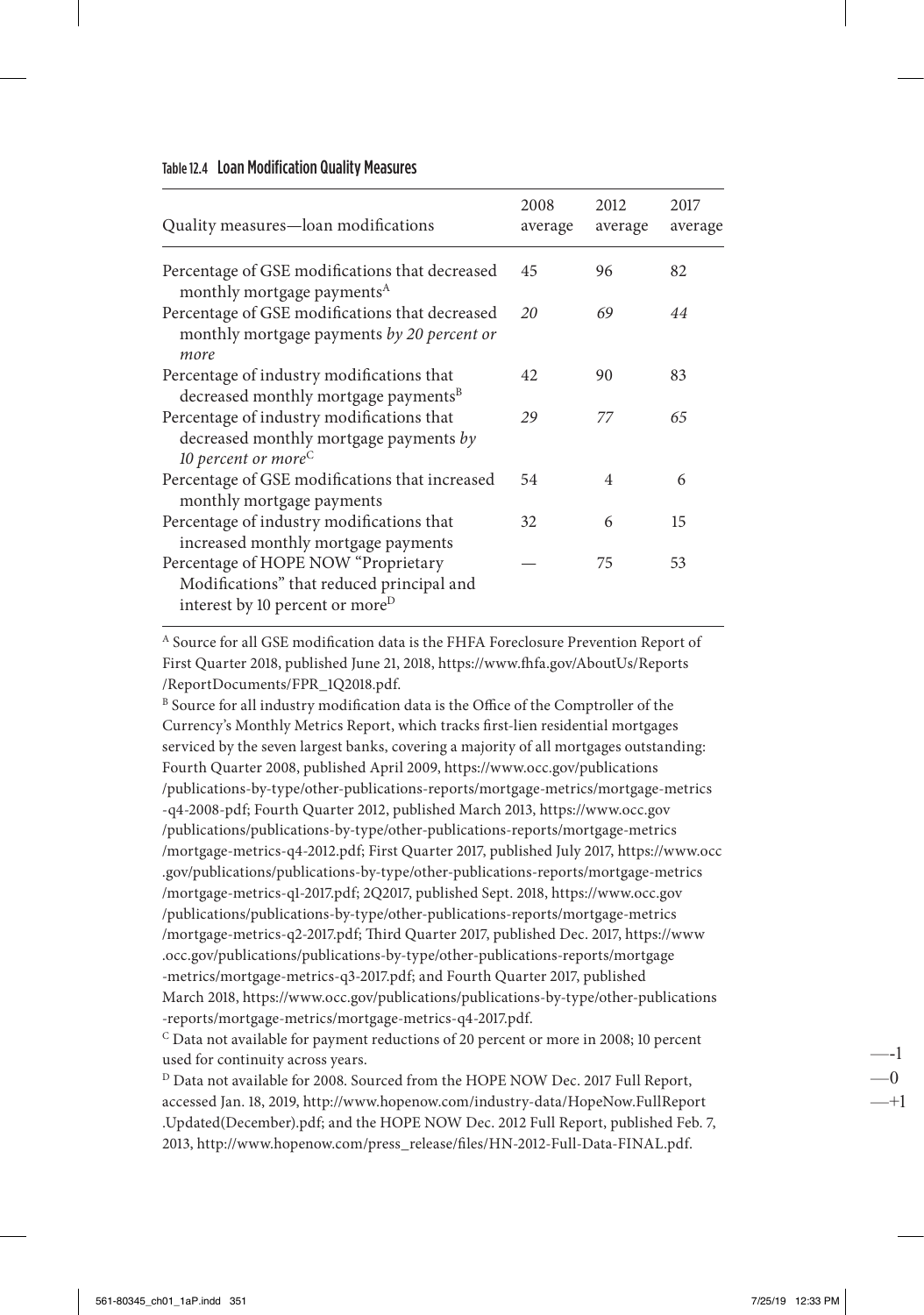Table 12.4 **Loan Modification Quality Measures**

| Quality measures—loan modifications | 2008 average | 2012 average | 2017 average |
|---|---|---|---|
| Percentage of GSE modifications that decreased monthly mortgage payments[A] | 45 | 96 | 82 |
| Percentage of GSE modifications that decreased monthly mortgage payments *by 20 percent or more* | *20* | *69* | *44* |
| Percentage of industry modifications that decreased monthly mortgage payments[B] | 42 | 90 | 83 |
| Percentage of industry modifications that decreased monthly mortgage payments *by 10 percent or more*[C] | *29* | *77* | *65* |
| Percentage of GSE modifications that increased monthly mortgage payments | 54 | 4 | 6 |
| Percentage of industry modifications that increased monthly mortgage payments | 32 | 6 | 15 |
| Percentage of HOPE NOW "Proprietary Modifications" that reduced principal and interest by 10 percent or more[D] | — | 75 | 53 |

[A] Source for all GSE modification data is the FHFA Foreclosure Prevention Report of First Quarter 2018, published June 21, 2018, https://www.fhfa.gov/AboutUs/Reports/ReportDocuments/FPR_1Q2018.pdf.

[B] Source for all industry modification data is the Office of the Comptroller of the Currency's Monthly Metrics Report, which tracks first-lien residential mortgages serviced by the seven largest banks, covering a majority of all mortgages outstanding: Fourth Quarter 2008, published April 2009, https://www.occ.gov/publications/publications-by-type/other-publications-reports/mortgage-metrics/mortgage-metrics-q4-2008-pdf; Fourth Quarter 2012, published March 2013, https://www.occ.gov/publications/publications-by-type/other-publications-reports/mortgage-metrics/mortgage-metrics-q4-2012.pdf; First Quarter 2017, published July 2017, https://www.occ.gov/publications/publications-by-type/other-publications-reports/mortgage-metrics/mortgage-metrics-q1-2017.pdf; 2Q2017, published Sept. 2018, https://www.occ.gov/publications/publications-by-type/other-publications-reports/mortgage-metrics/mortgage-metrics-q2-2017.pdf; Third Quarter 2017, published Dec. 2017, https://www.occ.gov/publications/publications-by-type/other-publications-reports/mortgage-metrics/mortgage-metrics-q3-2017.pdf; and Fourth Quarter 2017, published March 2018, https://www.occ.gov/publications/publications-by-type/other-publications-reports/mortgage-metrics/mortgage-metrics-q4-2017.pdf.

[C] Data not available for payment reductions of 20 percent or more in 2008; 10 percent used for continuity across years.

[D] Data not available for 2008. Sourced from the HOPE NOW Dec. 2017 Full Report, accessed Jan. 18, 2019, http://www.hopenow.com/industry-data/HopeNow.FullReport.Updated(December).pdf; and the HOPE NOW Dec. 2012 Full Report, published Feb. 7, 2013, http://www.hopenow.com/press_release/files/HN-2012-Full-Data-FINAL.pdf.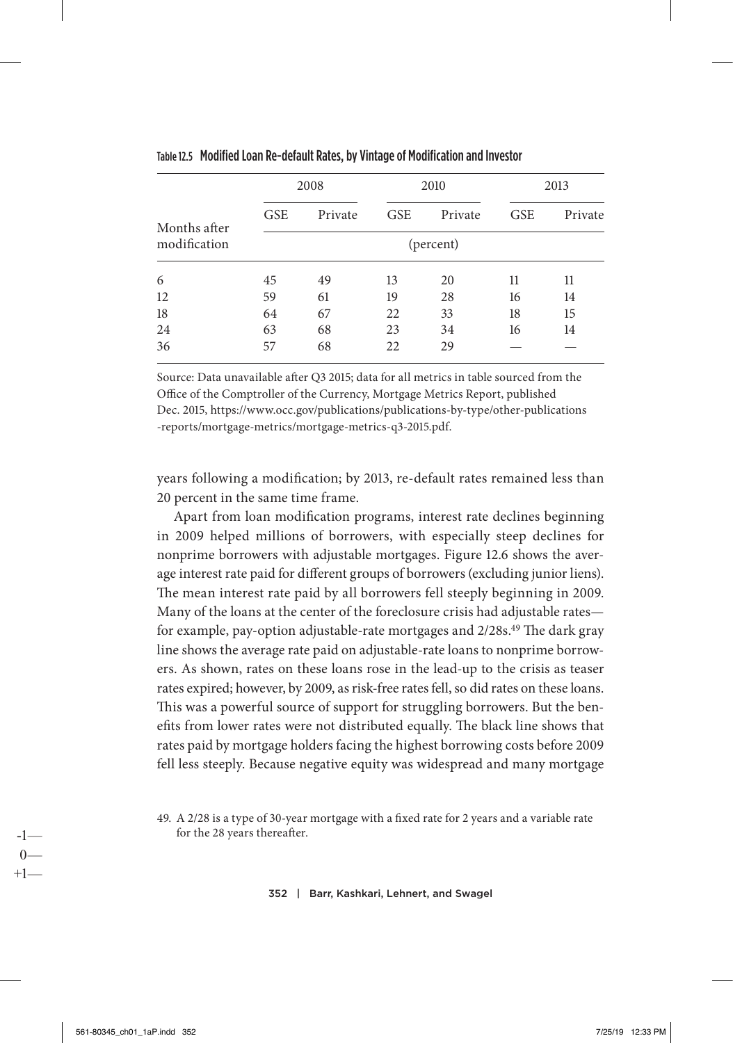Table 12.5 Modified Loan Re-default Rates, by Vintage of Modification and Investor

| Months after modification | 2008 | | 2010 | | 2013 | |
|---|---|---|---|---|---|---|
| | GSE | Private | GSE | Private | GSE | Private |
| | (percent) | | | | | |
| 6 | 45 | 49 | 13 | 20 | 11 | 11 |
| 12 | 59 | 61 | 19 | 28 | 16 | 14 |
| 18 | 64 | 67 | 22 | 33 | 18 | 15 |
| 24 | 63 | 68 | 23 | 34 | 16 | 14 |
| 36 | 57 | 68 | 22 | 29 | — | — |

Source: Data unavailable after Q3 2015; data for all metrics in table sourced from the Office of the Comptroller of the Currency, Mortgage Metrics Report, published Dec. 2015, https://www.occ.gov/publications/publications-by-type/other-publications-reports/mortgage-metrics/mortgage-metrics-q3-2015.pdf.

years following a modification; by 2013, re-default rates remained less than 20 percent in the same time frame.

Apart from loan modification programs, interest rate declines beginning in 2009 helped millions of borrowers, with especially steep declines for nonprime borrowers with adjustable mortgages. Figure 12.6 shows the average interest rate paid for different groups of borrowers (excluding junior liens). The mean interest rate paid by all borrowers fell steeply beginning in 2009. Many of the loans at the center of the foreclosure crisis had adjustable rates—for example, pay-option adjustable-rate mortgages and 2/28s.[49] The dark gray line shows the average rate paid on adjustable-rate loans to nonprime borrowers. As shown, rates on these loans rose in the lead-up to the crisis as teaser rates expired; however, by 2009, as risk-free rates fell, so did rates on these loans. This was a powerful source of support for struggling borrowers. But the benefits from lower rates were not distributed equally. The black line shows that rates paid by mortgage holders facing the highest borrowing costs before 2009 fell less steeply. Because negative equity was widespread and many mortgage

49. A 2/28 is a type of 30-year mortgage with a fixed rate for 2 years and a variable rate for the 28 years thereafter.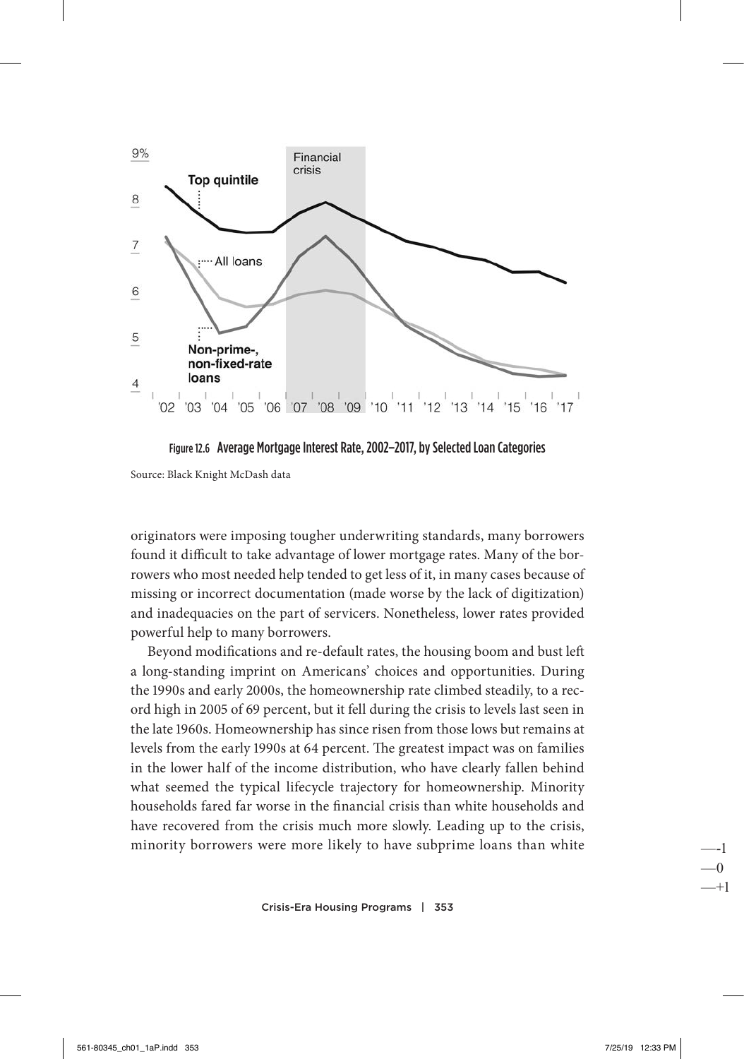9%
8
7
6
5
4

Financial crisis

Top quintile

All loans

Non-prime-, non-fixed-rate loans

'02 '03 '04 '05 '06 '07 '08 '09 '10 '11 '12 '13 '14 '15 '16 '17

Figure 12.6 Average Mortgage Interest Rate, 2002–2017, by Selected Loan Categories

Source: Black Knight McDash data

originators were imposing tougher underwriting standards, many borrowers found it difficult to take advantage of lower mortgage rates. Many of the borrowers who most needed help tended to get less of it, in many cases because of missing or incorrect documentation (made worse by the lack of digitization) and inadequacies on the part of servicers. Nonetheless, lower rates provided powerful help to many borrowers.

Beyond modifications and re-default rates, the housing boom and bust left a long-standing imprint on Americans' choices and opportunities. During the 1990s and early 2000s, the homeownership rate climbed steadily, to a record high in 2005 of 69 percent, but it fell during the crisis to levels last seen in the late 1960s. Homeownership has since risen from those lows but remains at levels from the early 1990s at 64 percent. The greatest impact was on families in the lower half of the income distribution, who have clearly fallen behind what seemed the typical lifecycle trajectory for homeownership. Minority households fared far worse in the financial crisis than white households and have recovered from the crisis much more slowly. Leading up to the crisis, minority borrowers were more likely to have subprime loans than white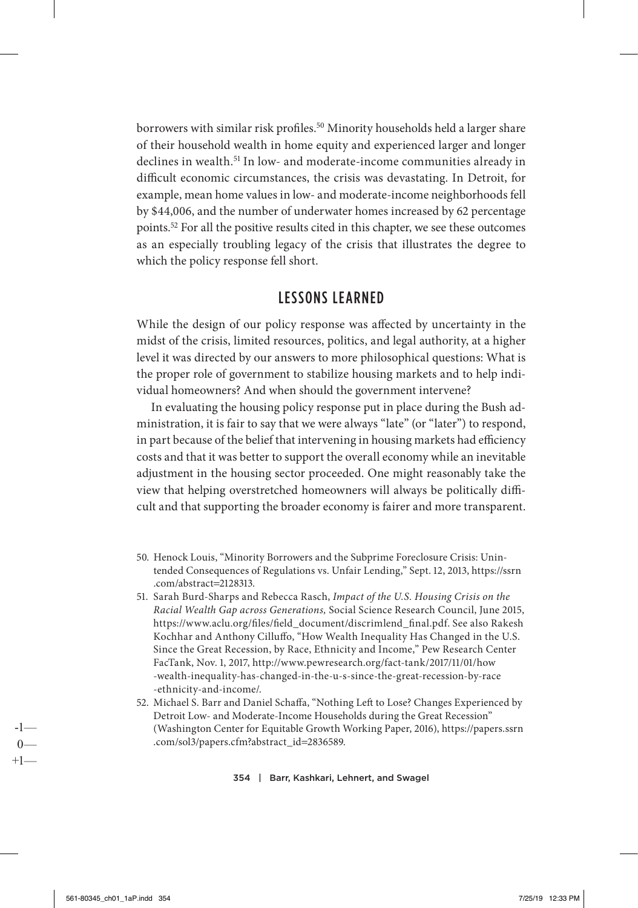borrowers with similar risk profiles.[50] Minority households held a larger share of their household wealth in home equity and experienced larger and longer declines in wealth.[51] In low- and moderate-income communities already in difficult economic circumstances, the crisis was devastating. In Detroit, for example, mean home values in low- and moderate-income neighborhoods fell by $44,006, and the number of underwater homes increased by 62 percentage points.[52] For all the positive results cited in this chapter, we see these outcomes as an especially troubling legacy of the crisis that illustrates the degree to which the policy response fell short.

## LESSONS LEARNED

While the design of our policy response was affected by uncertainty in the midst of the crisis, limited resources, politics, and legal authority, at a higher level it was directed by our answers to more philosophical questions: What is the proper role of government to stabilize housing markets and to help individual homeowners? And when should the government intervene?

In evaluating the housing policy response put in place during the Bush administration, it is fair to say that we were always "late" (or "later") to respond, in part because of the belief that intervening in housing markets had efficiency costs and that it was better to support the overall economy while an inevitable adjustment in the housing sector proceeded. One might reasonably take the view that helping overstretched homeowners will always be politically difficult and that supporting the broader economy is fairer and more transparent.

50. Henock Louis, "Minority Borrowers and the Subprime Foreclosure Crisis: Unintended Consequences of Regulations vs. Unfair Lending," Sept. 12, 2013, https://ssrn.com/abstract=2128313.

51. Sarah Burd-Sharps and Rebecca Rasch, *Impact of the U.S. Housing Crisis on the Racial Wealth Gap across Generations,* Social Science Research Council, June 2015, https://www.aclu.org/files/field_document/discrimlend_final.pdf. See also Rakesh Kochhar and Anthony Cilluffo, "How Wealth Inequality Has Changed in the U.S. Since the Great Recession, by Race, Ethnicity and Income," Pew Research Center FacTank, Nov. 1, 2017, http://www.pewresearch.org/fact-tank/2017/11/01/how-wealth-inequality-has-changed-in-the-u-s-since-the-great-recession-by-race-ethnicity-and-income/.

52. Michael S. Barr and Daniel Schaffa, "Nothing Left to Lose? Changes Experienced by Detroit Low- and Moderate-Income Households during the Great Recession" (Washington Center for Equitable Growth Working Paper, 2016), https://papers.ssrn.com/sol3/papers.cfm?abstract_id=2836589.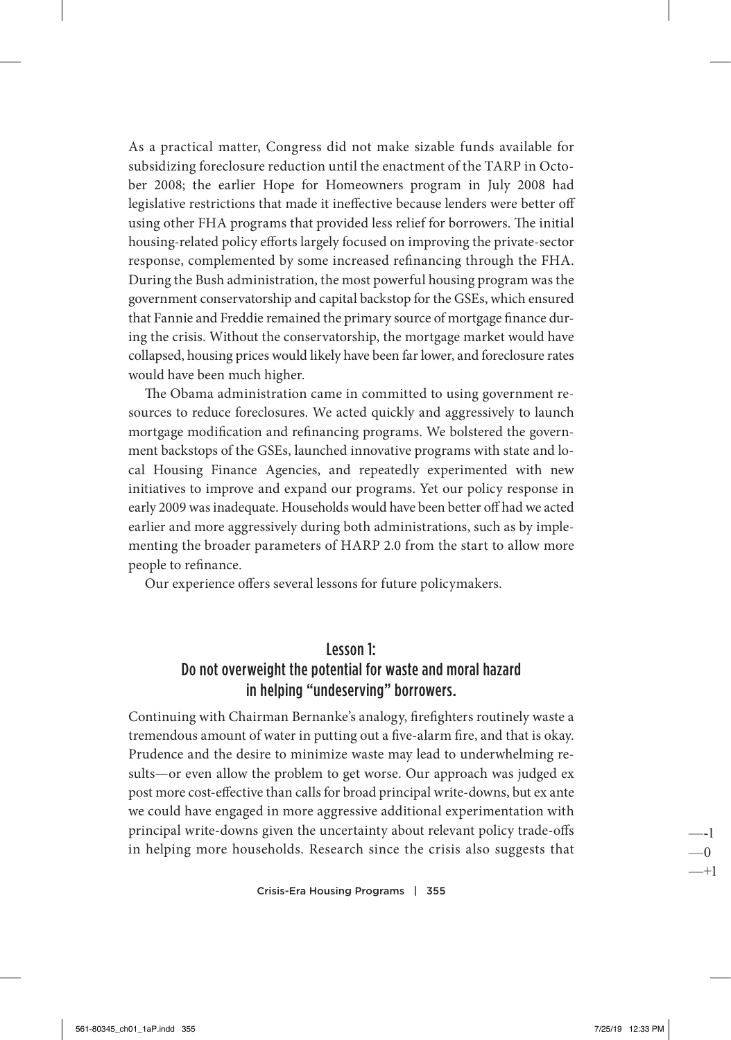As a practical matter, Congress did not make sizable funds available for subsidizing foreclosure reduction until the enactment of the TARP in October 2008; the earlier Hope for Homeowners program in July 2008 had legislative restrictions that made it ineffective because lenders were better off using other FHA programs that provided less relief for borrowers. The initial housing-related policy efforts largely focused on improving the private-sector response, complemented by some increased refinancing through the FHA. During the Bush administration, the most powerful housing program was the government conservatorship and capital backstop for the GSEs, which ensured that Fannie and Freddie remained the primary source of mortgage finance during the crisis. Without the conservatorship, the mortgage market would have collapsed, housing prices would likely have been far lower, and foreclosure rates would have been much higher.

The Obama administration came in committed to using government resources to reduce foreclosures. We acted quickly and aggressively to launch mortgage modification and refinancing programs. We bolstered the government backstops of the GSEs, launched innovative programs with state and local Housing Finance Agencies, and repeatedly experimented with new initiatives to improve and expand our programs. Yet our policy response in early 2009 was inadequate. Households would have been better off had we acted earlier and more aggressively during both administrations, such as by implementing the broader parameters of HARP 2.0 from the start to allow more people to refinance.

Our experience offers several lessons for future policymakers.

## Lesson 1: Do not overweight the potential for waste and moral hazard in helping "undeserving" borrowers.

Continuing with Chairman Bernanke's analogy, firefighters routinely waste a tremendous amount of water in putting out a five-alarm fire, and that is okay. Prudence and the desire to minimize waste may lead to underwhelming results—or even allow the problem to get worse. Our approach was judged ex post more cost-effective than calls for broad principal write-downs, but ex ante we could have engaged in more aggressive additional experimentation with principal write-downs given the uncertainty about relevant policy trade-offs in helping more households. Research since the crisis also suggests that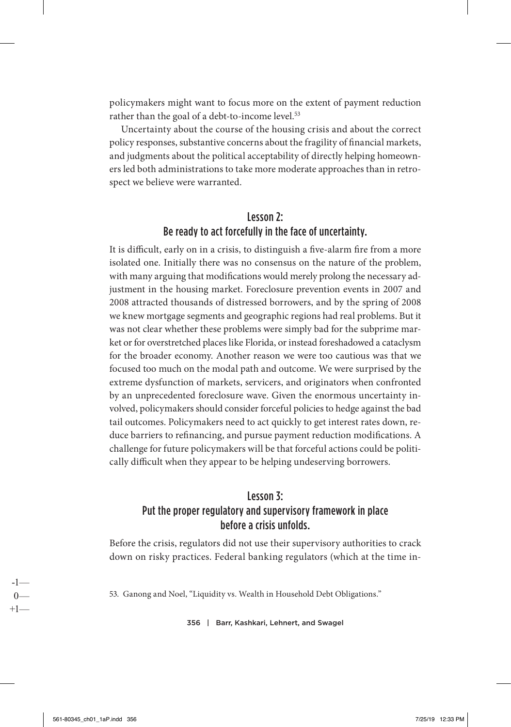policymakers might want to focus more on the extent of payment reduction rather than the goal of a debt-to-income level.[53]

Uncertainty about the course of the housing crisis and about the correct policy responses, substantive concerns about the fragility of financial markets, and judgments about the political acceptability of directly helping homeowners led both administrations to take more moderate approaches than in retrospect we believe were warranted.

## Lesson 2: Be ready to act forcefully in the face of uncertainty.

It is difficult, early on in a crisis, to distinguish a five-alarm fire from a more isolated one. Initially there was no consensus on the nature of the problem, with many arguing that modifications would merely prolong the necessary adjustment in the housing market. Foreclosure prevention events in 2007 and 2008 attracted thousands of distressed borrowers, and by the spring of 2008 we knew mortgage segments and geographic regions had real problems. But it was not clear whether these problems were simply bad for the subprime market or for overstretched places like Florida, or instead foreshadowed a cataclysm for the broader economy. Another reason we were too cautious was that we focused too much on the modal path and outcome. We were surprised by the extreme dysfunction of markets, servicers, and originators when confronted by an unprecedented foreclosure wave. Given the enormous uncertainty involved, policymakers should consider forceful policies to hedge against the bad tail outcomes. Policymakers need to act quickly to get interest rates down, reduce barriers to refinancing, and pursue payment reduction modifications. A challenge for future policymakers will be that forceful actions could be politically difficult when they appear to be helping undeserving borrowers.

## Lesson 3: Put the proper regulatory and supervisory framework in place before a crisis unfolds.

Before the crisis, regulators did not use their supervisory authorities to crack down on risky practices. Federal banking regulators (which at the time in-

53. Ganong and Noel, "Liquidity vs. Wealth in Household Debt Obligations."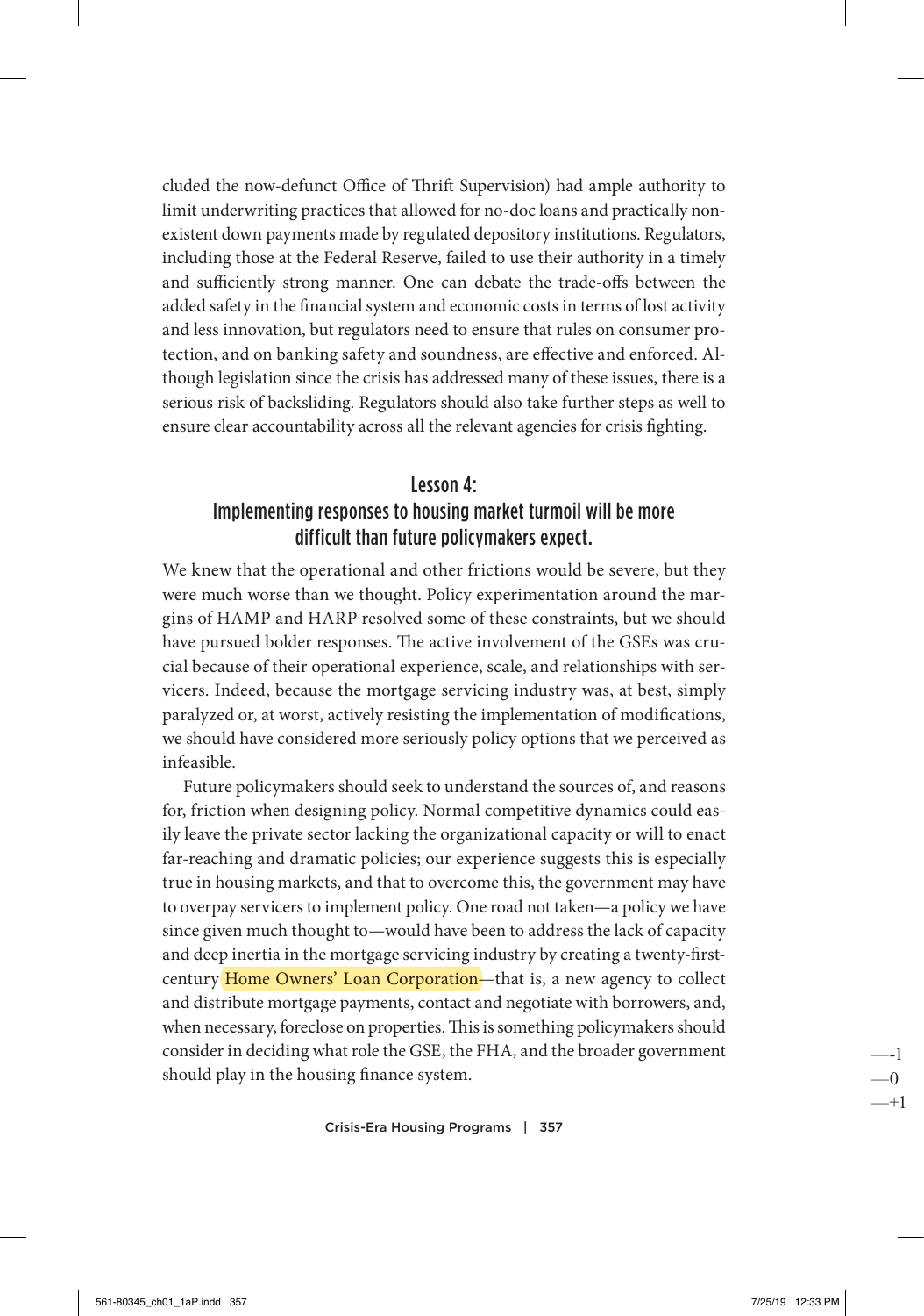cluded the now-defunct Office of Thrift Supervision) had ample authority to limit underwriting practices that allowed for no-doc loans and practically nonexistent down payments made by regulated depository institutions. Regulators, including those at the Federal Reserve, failed to use their authority in a timely and sufficiently strong manner. One can debate the trade-offs between the added safety in the financial system and economic costs in terms of lost activity and less innovation, but regulators need to ensure that rules on consumer protection, and on banking safety and soundness, are effective and enforced. Although legislation since the crisis has addressed many of these issues, there is a serious risk of backsliding. Regulators should also take further steps as well to ensure clear accountability across all the relevant agencies for crisis fighting.

## Lesson 4: Implementing responses to housing market turmoil will be more difficult than future policymakers expect.

We knew that the operational and other frictions would be severe, but they were much worse than we thought. Policy experimentation around the margins of HAMP and HARP resolved some of these constraints, but we should have pursued bolder responses. The active involvement of the GSEs was crucial because of their operational experience, scale, and relationships with servicers. Indeed, because the mortgage servicing industry was, at best, simply paralyzed or, at worst, actively resisting the implementation of modifications, we should have considered more seriously policy options that we perceived as infeasible.

Future policymakers should seek to understand the sources of, and reasons for, friction when designing policy. Normal competitive dynamics could easily leave the private sector lacking the organizational capacity or will to enact far-reaching and dramatic policies; our experience suggests this is especially true in housing markets, and that to overcome this, the government may have to overpay servicers to implement policy. One road not taken—a policy we have since given much thought to—would have been to address the lack of capacity and deep inertia in the mortgage servicing industry by creating a twenty-first-century Home Owners' Loan Corporation—that is, a new agency to collect and distribute mortgage payments, contact and negotiate with borrowers, and, when necessary, foreclose on properties. This is something policymakers should consider in deciding what role the GSE, the FHA, and the broader government should play in the housing finance system.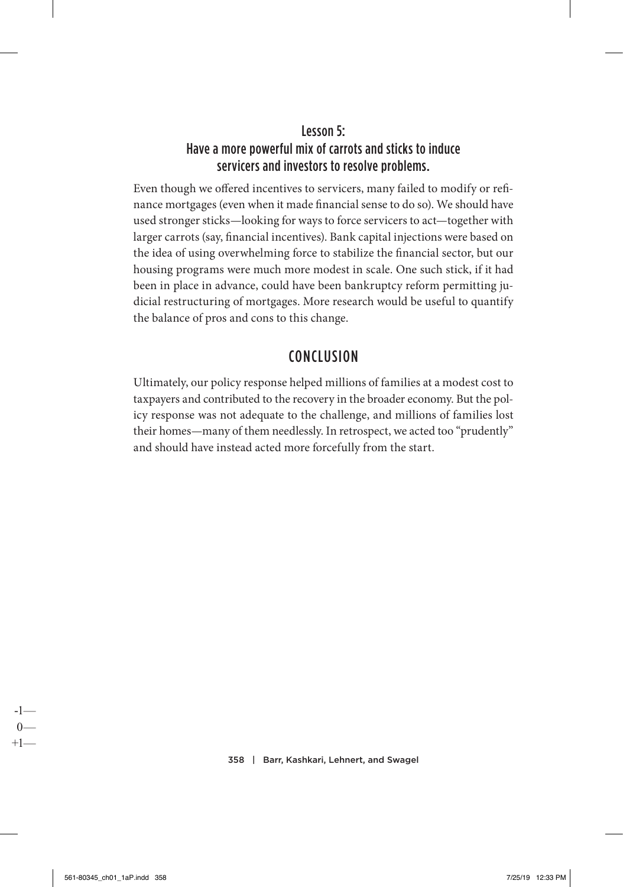### Lesson 5:
### Have a more powerful mix of carrots and sticks to induce servicers and investors to resolve problems.

Even though we offered incentives to servicers, many failed to modify or refinance mortgages (even when it made financial sense to do so). We should have used stronger sticks—looking for ways to force servicers to act—together with larger carrots (say, financial incentives). Bank capital injections were based on the idea of using overwhelming force to stabilize the financial sector, but our housing programs were much more modest in scale. One such stick, if it had been in place in advance, could have been bankruptcy reform permitting judicial restructuring of mortgages. More research would be useful to quantify the balance of pros and cons to this change.

## CONCLUSION

Ultimately, our policy response helped millions of families at a modest cost to taxpayers and contributed to the recovery in the broader economy. But the policy response was not adequate to the challenge, and millions of families lost their homes—many of them needlessly. In retrospect, we acted too "prudently" and should have instead acted more forcefully from the start.